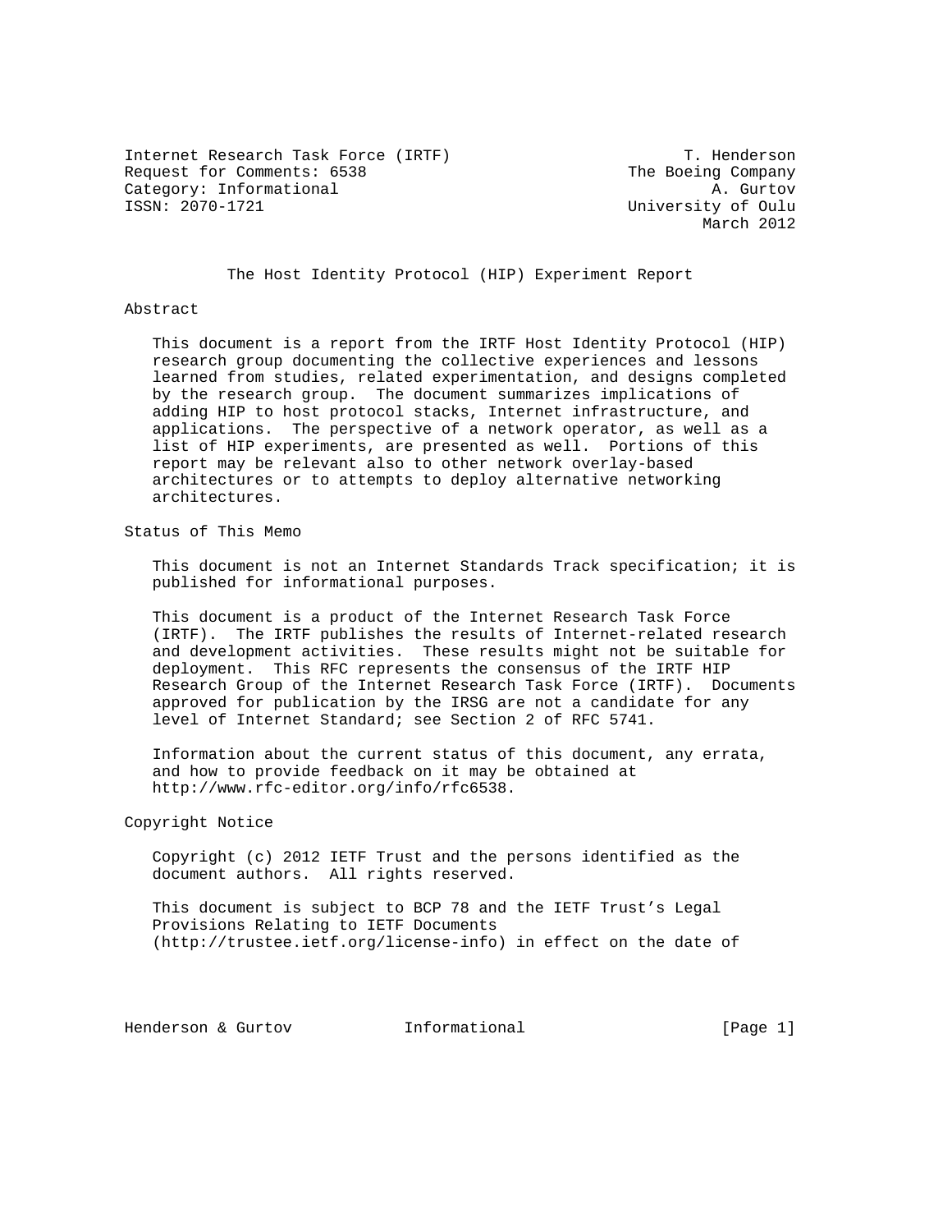Internet Research Task Force (IRTF) T. Henderson
Request for Comments: 6538 The Boeing Company
Category: Informational A. Gurtov
ISSN: 2070-1721 University of Oulu
March 2012

# The Host Identity Protocol (HIP) Experiment Report

## Abstract

This document is a report from the IRTF Host Identity Protocol (HIP) research group documenting the collective experiences and lessons learned from studies, related experimentation, and designs completed by the research group. The document summarizes implications of adding HIP to host protocol stacks, Internet infrastructure, and applications. The perspective of a network operator, as well as a list of HIP experiments, are presented as well. Portions of this report may be relevant also to other network overlay-based architectures or to attempts to deploy alternative networking architectures.

## Status of This Memo

This document is not an Internet Standards Track specification; it is published for informational purposes.

This document is a product of the Internet Research Task Force (IRTF). The IRTF publishes the results of Internet-related research and development activities. These results might not be suitable for deployment. This RFC represents the consensus of the IRTF HIP Research Group of the Internet Research Task Force (IRTF). Documents approved for publication by the IRSG are not a candidate for any level of Internet Standard; see Section 2 of RFC 5741.

Information about the current status of this document, any errata, and how to provide feedback on it may be obtained at http://www.rfc-editor.org/info/rfc6538.

## Copyright Notice

Copyright (c) 2012 IETF Trust and the persons identified as the document authors. All rights reserved.

This document is subject to BCP 78 and the IETF Trust's Legal Provisions Relating to IETF Documents (http://trustee.ietf.org/license-info) in effect on the date of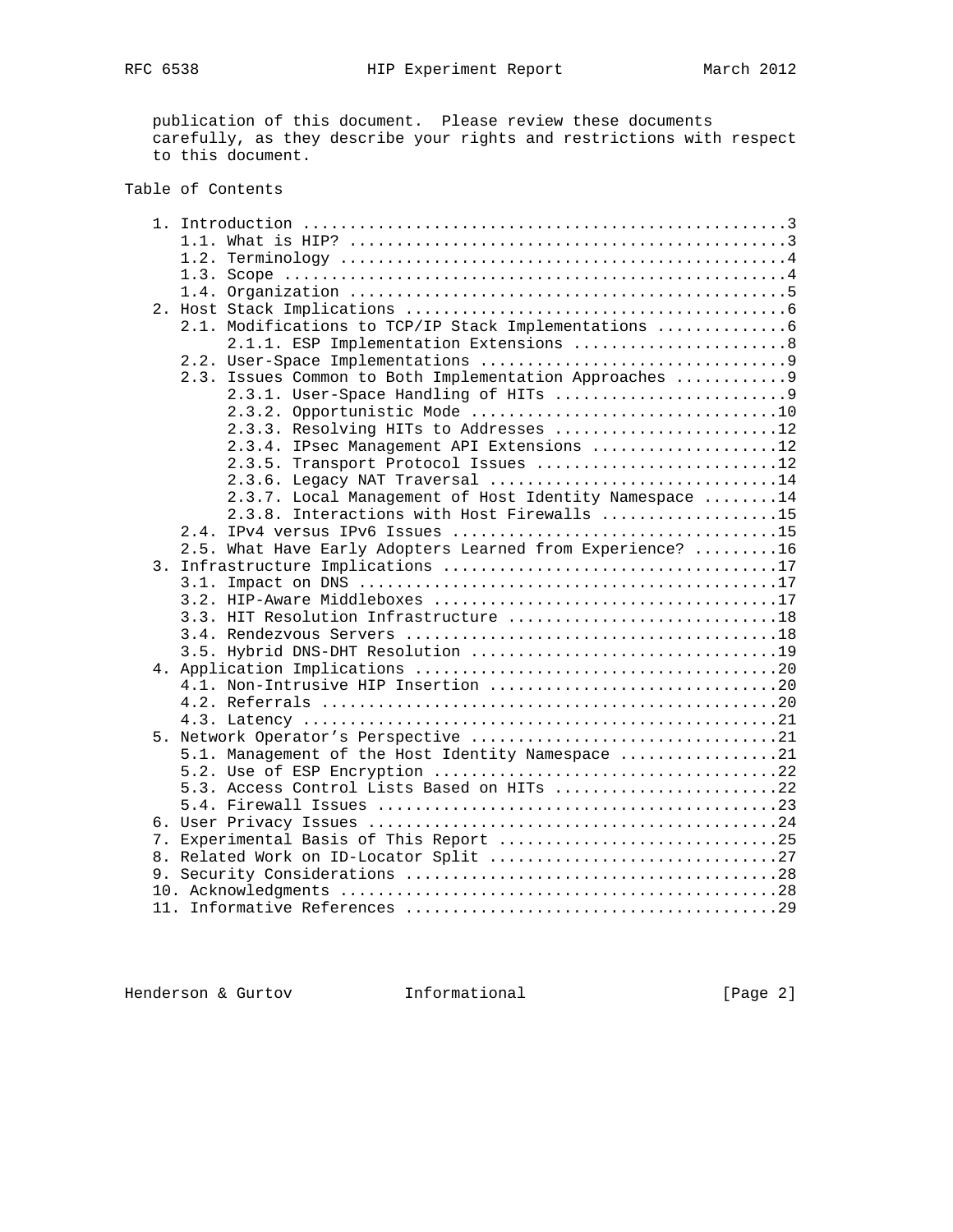publication of this document. Please review these documents carefully, as they describe your rights and restrictions with respect to this document.

Table of Contents

```
   1. Introduction ....................................................3
      1.1. What is HIP? ...............................................3
      1.2. Terminology ................................................4
      1.3. Scope ......................................................4
      1.4. Organization ...............................................5
   2. Host Stack Implications .........................................6
      2.1. Modifications to TCP/IP Stack Implementations ..............6
           2.1.1. ESP Implementation Extensions .......................8
      2.2. User-Space Implementations .................................9
      2.3. Issues Common to Both Implementation Approaches ............9
           2.3.1. User-Space Handling of HITs .........................9
           2.3.2. Opportunistic Mode .................................10
           2.3.3. Resolving HITs to Addresses ........................12
           2.3.4. IPsec Management API Extensions ....................12
           2.3.5. Transport Protocol Issues ..........................12
           2.3.6. Legacy NAT Traversal ...............................14
           2.3.7. Local Management of Host Identity Namespace ........14
           2.3.8. Interactions with Host Firewalls ...................15
      2.4. IPv4 versus IPv6 Issues ...................................15
      2.5. What Have Early Adopters Learned from Experience? .........16
   3. Infrastructure Implications ....................................17
      3.1. Impact on DNS .............................................17
      3.2. HIP-Aware Middleboxes .....................................17
      3.3. HIT Resolution Infrastructure .............................18
      3.4. Rendezvous Servers ........................................18
      3.5. Hybrid DNS-DHT Resolution .................................19
   4. Application Implications .......................................20
      4.1. Non-Intrusive HIP Insertion ...............................20
      4.2. Referrals .................................................20
      4.3. Latency ...................................................21
   5. Network Operator's Perspective .................................21
      5.1. Management of the Host Identity Namespace .................21
      5.2. Use of ESP Encryption .....................................22
      5.3. Access Control Lists Based on HITs ........................22
      5.4. Firewall Issues ...........................................23
   6. User Privacy Issues ............................................24
   7. Experimental Basis of This Report ..............................25
   8. Related Work on ID-Locator Split ...............................27
   9. Security Considerations ........................................28
   10. Acknowledgments ...............................................28
   11. Informative References ........................................29
```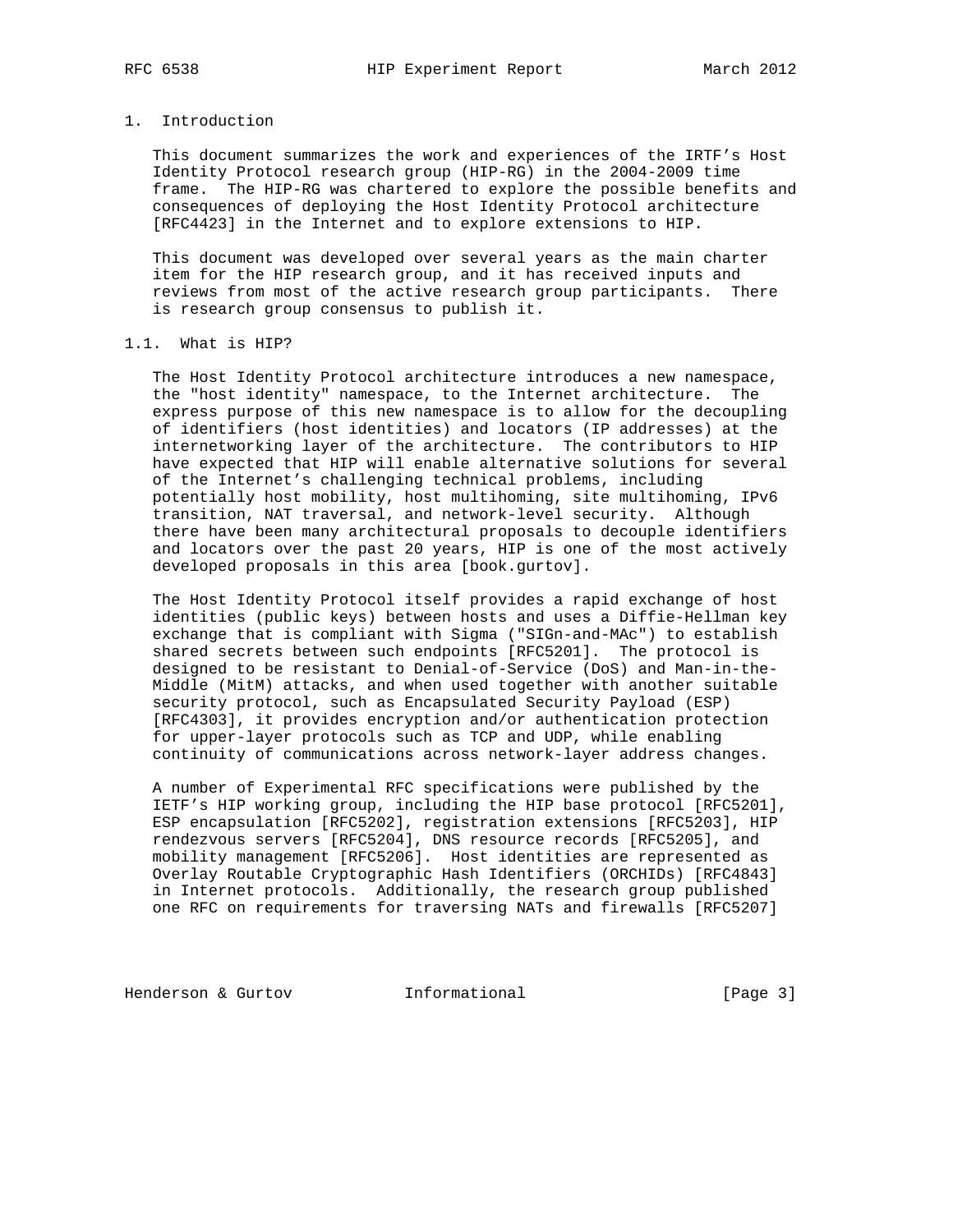# 1. Introduction

This document summarizes the work and experiences of the IRTF's Host Identity Protocol research group (HIP-RG) in the 2004-2009 time frame. The HIP-RG was chartered to explore the possible benefits and consequences of deploying the Host Identity Protocol architecture [RFC4423] in the Internet and to explore extensions to HIP.

This document was developed over several years as the main charter item for the HIP research group, and it has received inputs and reviews from most of the active research group participants. There is research group consensus to publish it.

## 1.1. What is HIP?

The Host Identity Protocol architecture introduces a new namespace, the "host identity" namespace, to the Internet architecture. The express purpose of this new namespace is to allow for the decoupling of identifiers (host identities) and locators (IP addresses) at the internetworking layer of the architecture. The contributors to HIP have expected that HIP will enable alternative solutions for several of the Internet's challenging technical problems, including potentially host mobility, host multihoming, site multihoming, IPv6 transition, NAT traversal, and network-level security. Although there have been many architectural proposals to decouple identifiers and locators over the past 20 years, HIP is one of the most actively developed proposals in this area [book.gurtov].

The Host Identity Protocol itself provides a rapid exchange of host identities (public keys) between hosts and uses a Diffie-Hellman key exchange that is compliant with Sigma ("SIGn-and-MAc") to establish shared secrets between such endpoints [RFC5201]. The protocol is designed to be resistant to Denial-of-Service (DoS) and Man-in-the-Middle (MitM) attacks, and when used together with another suitable security protocol, such as Encapsulated Security Payload (ESP) [RFC4303], it provides encryption and/or authentication protection for upper-layer protocols such as TCP and UDP, while enabling continuity of communications across network-layer address changes.

A number of Experimental RFC specifications were published by the IETF's HIP working group, including the HIP base protocol [RFC5201], ESP encapsulation [RFC5202], registration extensions [RFC5203], HIP rendezvous servers [RFC5204], DNS resource records [RFC5205], and mobility management [RFC5206]. Host identities are represented as Overlay Routable Cryptographic Hash Identifiers (ORCHIDs) [RFC4843] in Internet protocols. Additionally, the research group published one RFC on requirements for traversing NATs and firewalls [RFC5207]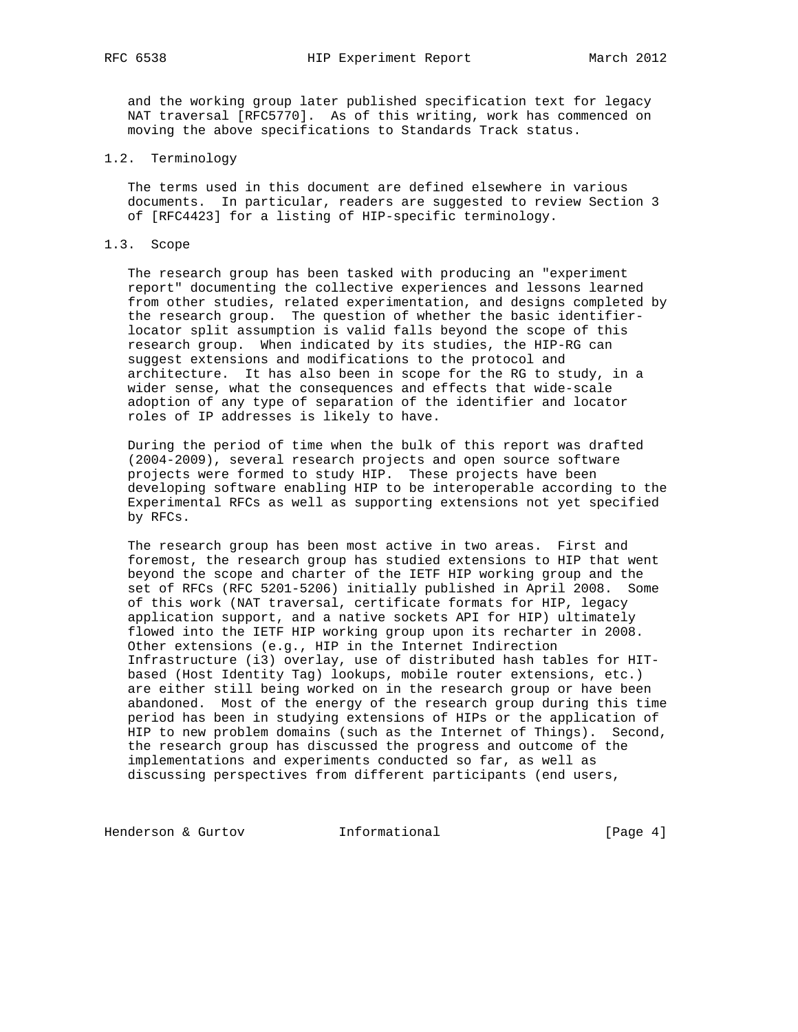and the working group later published specification text for legacy NAT traversal [RFC5770]. As of this writing, work has commenced on moving the above specifications to Standards Track status.

### 1.2. Terminology

The terms used in this document are defined elsewhere in various documents. In particular, readers are suggested to review Section 3 of [RFC4423] for a listing of HIP-specific terminology.

### 1.3. Scope

The research group has been tasked with producing an "experiment report" documenting the collective experiences and lessons learned from other studies, related experimentation, and designs completed by the research group. The question of whether the basic identifier-locator split assumption is valid falls beyond the scope of this research group. When indicated by its studies, the HIP-RG can suggest extensions and modifications to the protocol and architecture. It has also been in scope for the RG to study, in a wider sense, what the consequences and effects that wide-scale adoption of any type of separation of the identifier and locator roles of IP addresses is likely to have.

During the period of time when the bulk of this report was drafted (2004-2009), several research projects and open source software projects were formed to study HIP. These projects have been developing software enabling HIP to be interoperable according to the Experimental RFCs as well as supporting extensions not yet specified by RFCs.

The research group has been most active in two areas. First and foremost, the research group has studied extensions to HIP that went beyond the scope and charter of the IETF HIP working group and the set of RFCs (RFC 5201-5206) initially published in April 2008. Some of this work (NAT traversal, certificate formats for HIP, legacy application support, and a native sockets API for HIP) ultimately flowed into the IETF HIP working group upon its recharter in 2008. Other extensions (e.g., HIP in the Internet Indirection Infrastructure (i3) overlay, use of distributed hash tables for HIT-based (Host Identity Tag) lookups, mobile router extensions, etc.) are either still being worked on in the research group or have been abandoned. Most of the energy of the research group during this time period has been in studying extensions of HIPs or the application of HIP to new problem domains (such as the Internet of Things). Second, the research group has discussed the progress and outcome of the implementations and experiments conducted so far, as well as discussing perspectives from different participants (end users,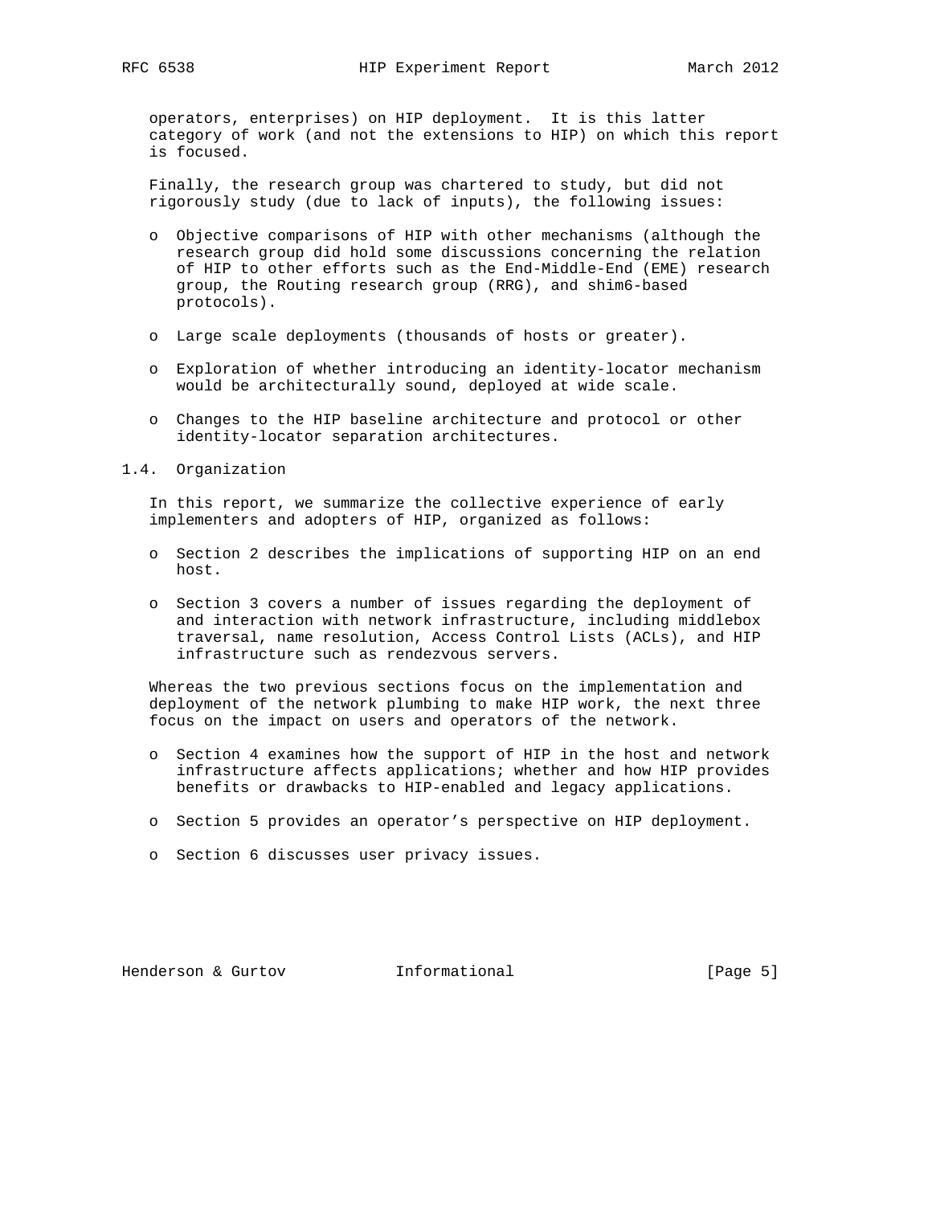operators, enterprises) on HIP deployment. It is this latter category of work (and not the extensions to HIP) on which this report is focused.

Finally, the research group was chartered to study, but did not rigorously study (due to lack of inputs), the following issues:

- Objective comparisons of HIP with other mechanisms (although the research group did hold some discussions concerning the relation of HIP to other efforts such as the End-Middle-End (EME) research group, the Routing research group (RRG), and shim6-based protocols).
- Large scale deployments (thousands of hosts or greater).
- Exploration of whether introducing an identity-locator mechanism would be architecturally sound, deployed at wide scale.
- Changes to the HIP baseline architecture and protocol or other identity-locator separation architectures.

### 1.4. Organization

In this report, we summarize the collective experience of early implementers and adopters of HIP, organized as follows:

- Section 2 describes the implications of supporting HIP on an end host.
- Section 3 covers a number of issues regarding the deployment of and interaction with network infrastructure, including middlebox traversal, name resolution, Access Control Lists (ACLs), and HIP infrastructure such as rendezvous servers.

Whereas the two previous sections focus on the implementation and deployment of the network plumbing to make HIP work, the next three focus on the impact on users and operators of the network.

- Section 4 examines how the support of HIP in the host and network infrastructure affects applications; whether and how HIP provides benefits or drawbacks to HIP-enabled and legacy applications.
- Section 5 provides an operator's perspective on HIP deployment.
- Section 6 discusses user privacy issues.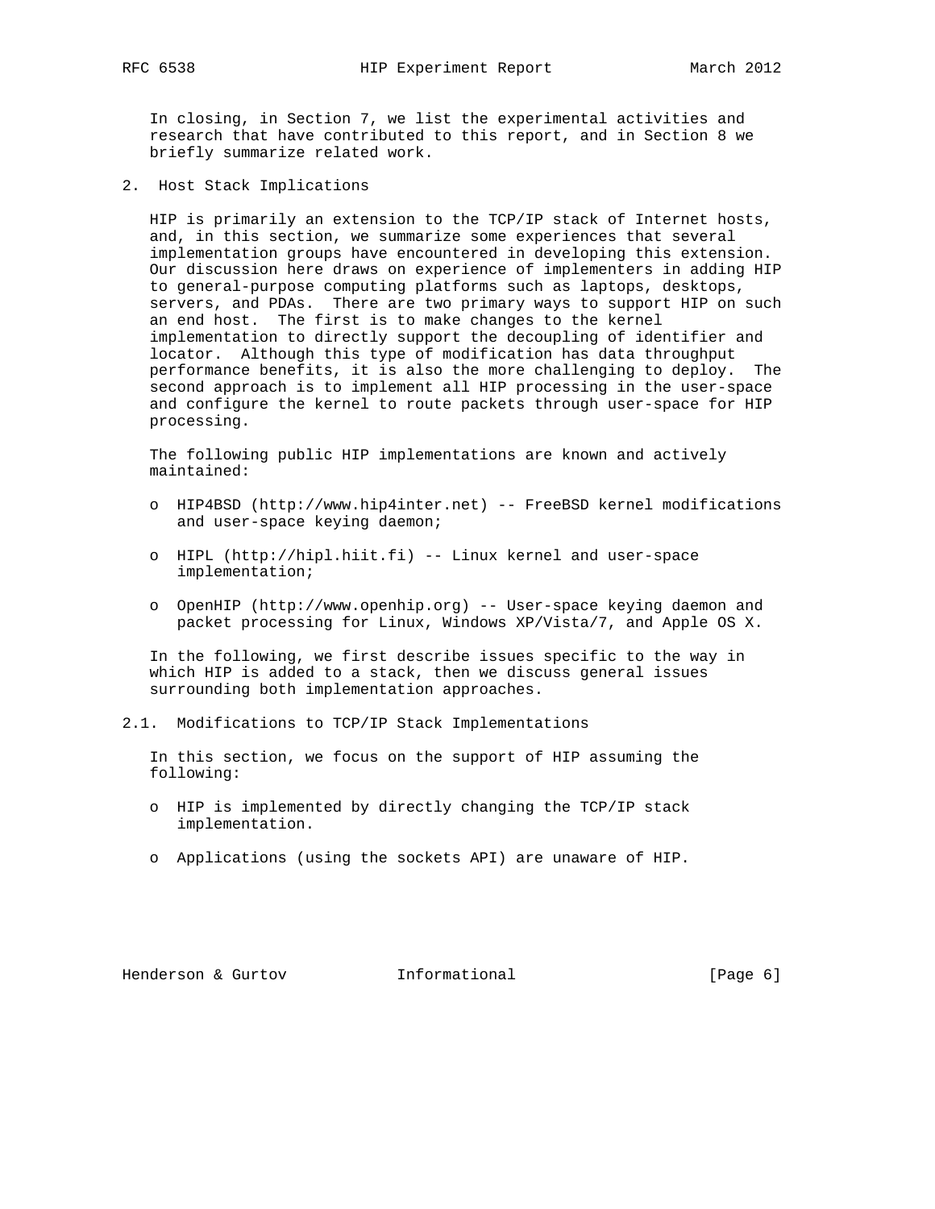In closing, in Section 7, we list the experimental activities and research that have contributed to this report, and in Section 8 we briefly summarize related work.

## 2. Host Stack Implications

HIP is primarily an extension to the TCP/IP stack of Internet hosts, and, in this section, we summarize some experiences that several implementation groups have encountered in developing this extension. Our discussion here draws on experience of implementers in adding HIP to general-purpose computing platforms such as laptops, desktops, servers, and PDAs. There are two primary ways to support HIP on such an end host. The first is to make changes to the kernel implementation to directly support the decoupling of identifier and locator. Although this type of modification has data throughput performance benefits, it is also the more challenging to deploy. The second approach is to implement all HIP processing in the user-space and configure the kernel to route packets through user-space for HIP processing.

The following public HIP implementations are known and actively maintained:

- HIP4BSD (http://www.hip4inter.net) -- FreeBSD kernel modifications and user-space keying daemon;
- HIPL (http://hipl.hiit.fi) -- Linux kernel and user-space implementation;
- OpenHIP (http://www.openhip.org) -- User-space keying daemon and packet processing for Linux, Windows XP/Vista/7, and Apple OS X.

In the following, we first describe issues specific to the way in which HIP is added to a stack, then we discuss general issues surrounding both implementation approaches.

### 2.1. Modifications to TCP/IP Stack Implementations

In this section, we focus on the support of HIP assuming the following:

- HIP is implemented by directly changing the TCP/IP stack implementation.
- Applications (using the sockets API) are unaware of HIP.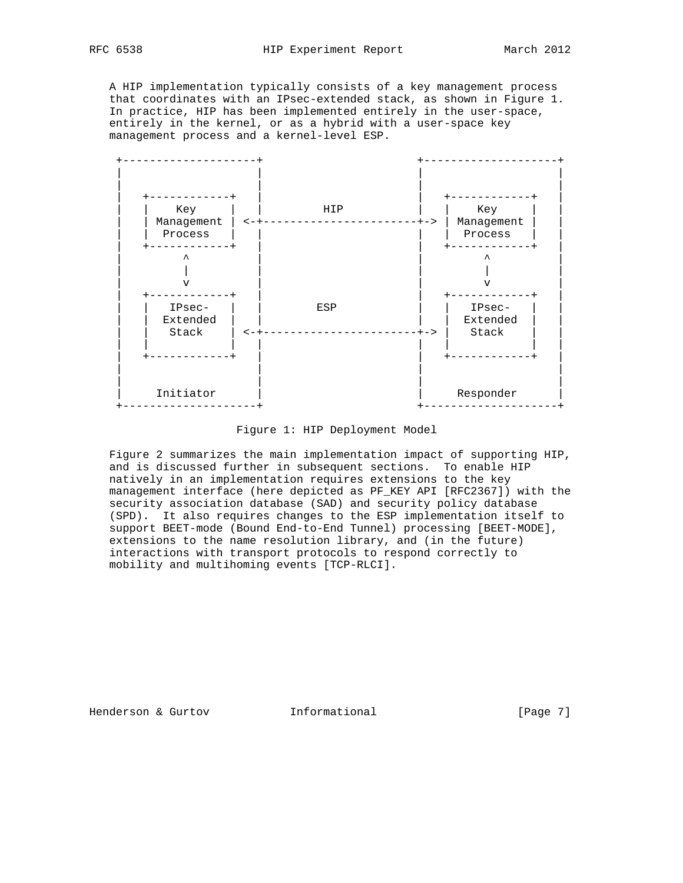A HIP implementation typically consists of a key management process that coordinates with an IPsec-extended stack, as shown in Figure 1. In practice, HIP has been implemented entirely in the user-space, entirely in the kernel, or as a hybrid with a user-space key management process and a kernel-level ESP.

```
 +--------------------+                       +--------------------+
 |                    |                       |                    |
 |                    |                       |                    |
 |   +------------+   |                       |   +------------+   |
 |   |    Key     |   |         HIP           |   |    Key     |   |
 |   | Management | <-+-----------------------+-> | Management |   |
 |   |  Process   |   |                       |   |  Process   |   |
 |   +------------+   |                       |   +------------+   |
 |         ^          |                       |         ^          |
 |         |          |                       |         |          |
 |         v          |                       |         v          |
 |   +------------+   |                       |   +------------+   |
 |   |   IPsec-   |   |         ESP           |   |   IPsec-   |   |
 |   |  Extended  |   |                       |   |  Extended  |   |
 |   |   Stack    | <-+-----------------------+-> |   Stack    |   |
 |   |            |   |                       |   |            |   |
 |   +------------+   |                       |   +------------+   |
 |                    |                       |                    |
 |                    |                       |                    |
 |     Initiator      |                       |     Responder      |
 +--------------------+                       +--------------------+
```

Figure 1: HIP Deployment Model

Figure 2 summarizes the main implementation impact of supporting HIP, and is discussed further in subsequent sections. To enable HIP natively in an implementation requires extensions to the key management interface (here depicted as PF_KEY API [RFC2367]) with the security association database (SAD) and security policy database (SPD). It also requires changes to the ESP implementation itself to support BEET-mode (Bound End-to-End Tunnel) processing [BEET-MODE], extensions to the name resolution library, and (in the future) interactions with transport protocols to respond correctly to mobility and multihoming events [TCP-RLCI].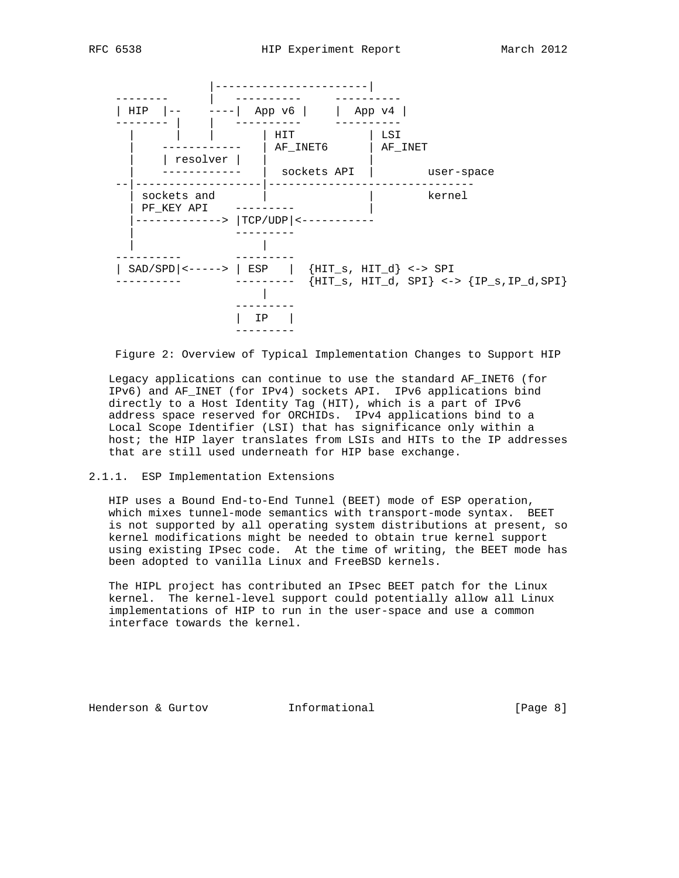```
               |-----------------------|
   --------    |   ----------     ----------
   | HIP  |--    ----|  App v6 |    |  App v4 |
   -------- |    |   ----------     ----------
     |      |    |       | HIT           | LSI
     |    ------------   | AF_INET6      | AF_INET
     |    | resolver |   |               |
     |    ------------   |  sockets API  |        user-space
   --|-------------------|-------------------------------
     | sockets and       |               |        kernel
     | PF_KEY API    ---------           |
     |-------------> |TCP/UDP|<-----------
     |               ---------
     |                   |
   ----------        ---------
   | SAD/SPD|<-----> | ESP   |  {HIT_s, HIT_d} <-> SPI
   ----------        ---------  {HIT_s, HIT_d, SPI} <-> {IP_s,IP_d,SPI}
                         |
                     ---------
                     |  IP   |
                     ---------
```

Figure 2: Overview of Typical Implementation Changes to Support HIP

Legacy applications can continue to use the standard AF_INET6 (for IPv6) and AF_INET (for IPv4) sockets API. IPv6 applications bind directly to a Host Identity Tag (HIT), which is a part of IPv6 address space reserved for ORCHIDs. IPv4 applications bind to a Local Scope Identifier (LSI) that has significance only within a host; the HIP layer translates from LSIs and HITs to the IP addresses that are still used underneath for HIP base exchange.

#### 2.1.1. ESP Implementation Extensions

HIP uses a Bound End-to-End Tunnel (BEET) mode of ESP operation, which mixes tunnel-mode semantics with transport-mode syntax. BEET is not supported by all operating system distributions at present, so kernel modifications might be needed to obtain true kernel support using existing IPsec code. At the time of writing, the BEET mode has been adopted to vanilla Linux and FreeBSD kernels.

The HIPL project has contributed an IPsec BEET patch for the Linux kernel. The kernel-level support could potentially allow all Linux implementations of HIP to run in the user-space and use a common interface towards the kernel.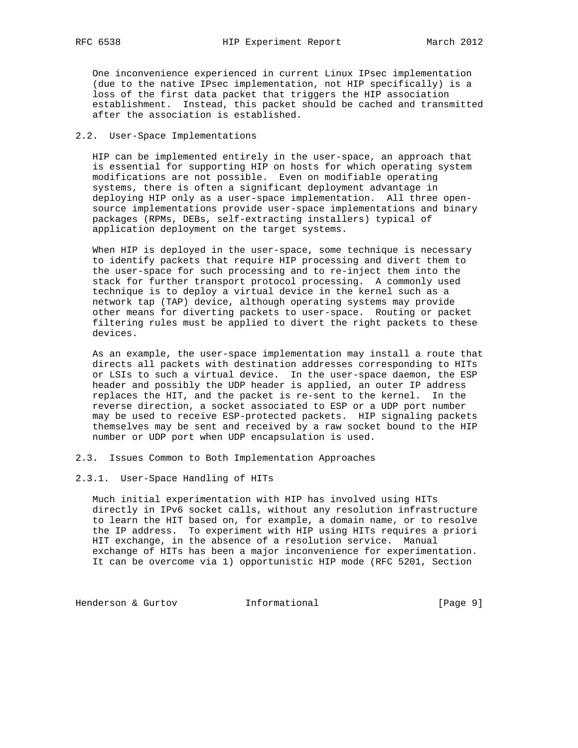One inconvenience experienced in current Linux IPsec implementation (due to the native IPsec implementation, not HIP specifically) is a loss of the first data packet that triggers the HIP association establishment. Instead, this packet should be cached and transmitted after the association is established.

### 2.2. User-Space Implementations

HIP can be implemented entirely in the user-space, an approach that is essential for supporting HIP on hosts for which operating system modifications are not possible. Even on modifiable operating systems, there is often a significant deployment advantage in deploying HIP only as a user-space implementation. All three open-source implementations provide user-space implementations and binary packages (RPMs, DEBs, self-extracting installers) typical of application deployment on the target systems.

When HIP is deployed in the user-space, some technique is necessary to identify packets that require HIP processing and divert them to the user-space for such processing and to re-inject them into the stack for further transport protocol processing. A commonly used technique is to deploy a virtual device in the kernel such as a network tap (TAP) device, although operating systems may provide other means for diverting packets to user-space. Routing or packet filtering rules must be applied to divert the right packets to these devices.

As an example, the user-space implementation may install a route that directs all packets with destination addresses corresponding to HITs or LSIs to such a virtual device. In the user-space daemon, the ESP header and possibly the UDP header is applied, an outer IP address replaces the HIT, and the packet is re-sent to the kernel. In the reverse direction, a socket associated to ESP or a UDP port number may be used to receive ESP-protected packets. HIP signaling packets themselves may be sent and received by a raw socket bound to the HIP number or UDP port when UDP encapsulation is used.

### 2.3. Issues Common to Both Implementation Approaches

#### 2.3.1. User-Space Handling of HITs

Much initial experimentation with HIP has involved using HITs directly in IPv6 socket calls, without any resolution infrastructure to learn the HIT based on, for example, a domain name, or to resolve the IP address. To experiment with HIP using HITs requires a priori HIT exchange, in the absence of a resolution service. Manual exchange of HITs has been a major inconvenience for experimentation. It can be overcome via 1) opportunistic HIP mode (RFC 5201, Section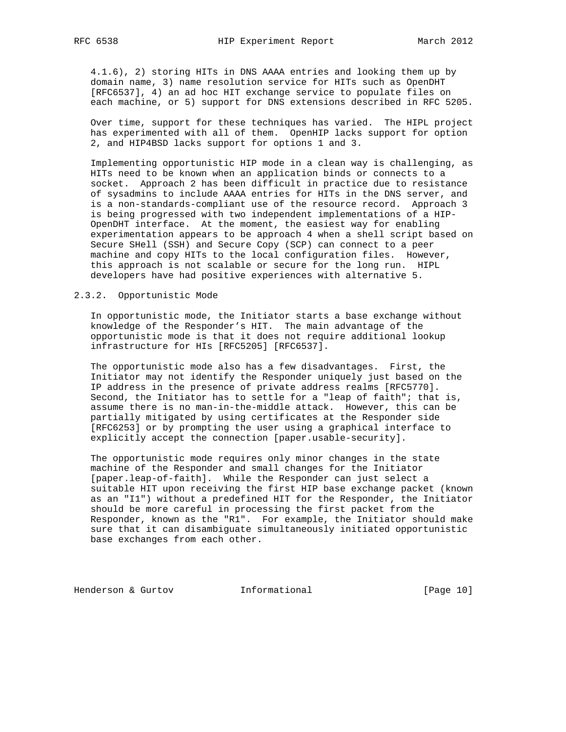4.1.6), 2) storing HITs in DNS AAAA entries and looking them up by domain name, 3) name resolution service for HITs such as OpenDHT [RFC6537], 4) an ad hoc HIT exchange service to populate files on each machine, or 5) support for DNS extensions described in RFC 5205.

Over time, support for these techniques has varied. The HIPL project has experimented with all of them. OpenHIP lacks support for option 2, and HIP4BSD lacks support for options 1 and 3.

Implementing opportunistic HIP mode in a clean way is challenging, as HITs need to be known when an application binds or connects to a socket. Approach 2 has been difficult in practice due to resistance of sysadmins to include AAAA entries for HITs in the DNS server, and is a non-standards-compliant use of the resource record. Approach 3 is being progressed with two independent implementations of a HIP-OpenDHT interface. At the moment, the easiest way for enabling experimentation appears to be approach 4 when a shell script based on Secure SHell (SSH) and Secure Copy (SCP) can connect to a peer machine and copy HITs to the local configuration files. However, this approach is not scalable or secure for the long run. HIPL developers have had positive experiences with alternative 5.

### 2.3.2. Opportunistic Mode

In opportunistic mode, the Initiator starts a base exchange without knowledge of the Responder's HIT. The main advantage of the opportunistic mode is that it does not require additional lookup infrastructure for HIs [RFC5205] [RFC6537].

The opportunistic mode also has a few disadvantages. First, the Initiator may not identify the Responder uniquely just based on the IP address in the presence of private address realms [RFC5770]. Second, the Initiator has to settle for a "leap of faith"; that is, assume there is no man-in-the-middle attack. However, this can be partially mitigated by using certificates at the Responder side [RFC6253] or by prompting the user using a graphical interface to explicitly accept the connection [paper.usable-security].

The opportunistic mode requires only minor changes in the state machine of the Responder and small changes for the Initiator [paper.leap-of-faith]. While the Responder can just select a suitable HIT upon receiving the first HIP base exchange packet (known as an "I1") without a predefined HIT for the Responder, the Initiator should be more careful in processing the first packet from the Responder, known as the "R1". For example, the Initiator should make sure that it can disambiguate simultaneously initiated opportunistic base exchanges from each other.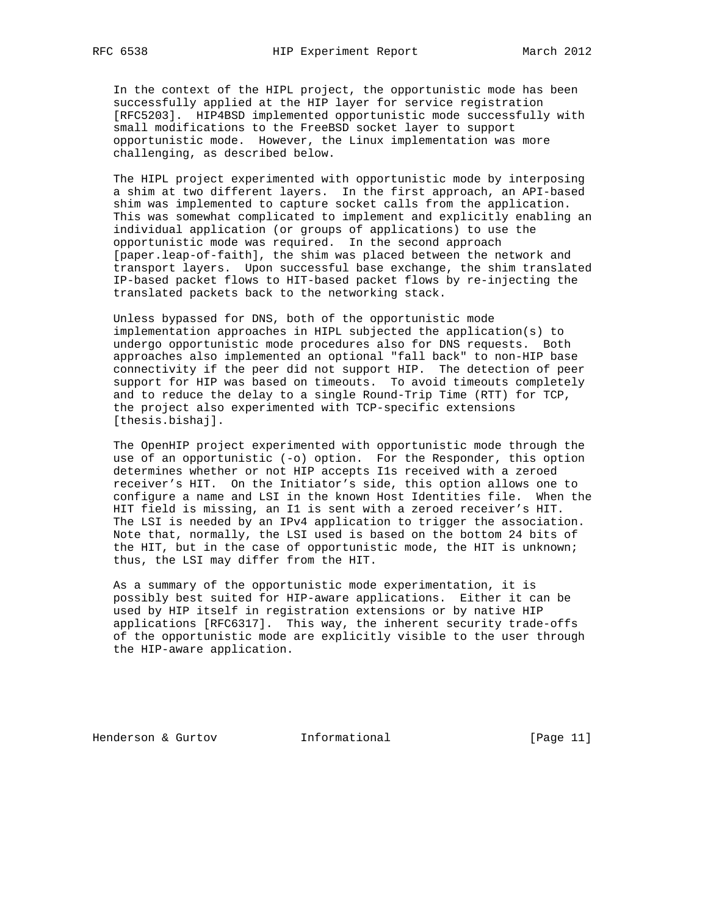In the context of the HIPL project, the opportunistic mode has been successfully applied at the HIP layer for service registration [RFC5203]. HIP4BSD implemented opportunistic mode successfully with small modifications to the FreeBSD socket layer to support opportunistic mode. However, the Linux implementation was more challenging, as described below.

The HIPL project experimented with opportunistic mode by interposing a shim at two different layers. In the first approach, an API-based shim was implemented to capture socket calls from the application. This was somewhat complicated to implement and explicitly enabling an individual application (or groups of applications) to use the opportunistic mode was required. In the second approach [paper.leap-of-faith], the shim was placed between the network and transport layers. Upon successful base exchange, the shim translated IP-based packet flows to HIT-based packet flows by re-injecting the translated packets back to the networking stack.

Unless bypassed for DNS, both of the opportunistic mode implementation approaches in HIPL subjected the application(s) to undergo opportunistic mode procedures also for DNS requests. Both approaches also implemented an optional "fall back" to non-HIP base connectivity if the peer did not support HIP. The detection of peer support for HIP was based on timeouts. To avoid timeouts completely and to reduce the delay to a single Round-Trip Time (RTT) for TCP, the project also experimented with TCP-specific extensions [thesis.bishaj].

The OpenHIP project experimented with opportunistic mode through the use of an opportunistic (-o) option. For the Responder, this option determines whether or not HIP accepts I1s received with a zeroed receiver's HIT. On the Initiator's side, this option allows one to configure a name and LSI in the known Host Identities file. When the HIT field is missing, an I1 is sent with a zeroed receiver's HIT. The LSI is needed by an IPv4 application to trigger the association. Note that, normally, the LSI used is based on the bottom 24 bits of the HIT, but in the case of opportunistic mode, the HIT is unknown; thus, the LSI may differ from the HIT.

As a summary of the opportunistic mode experimentation, it is possibly best suited for HIP-aware applications. Either it can be used by HIP itself in registration extensions or by native HIP applications [RFC6317]. This way, the inherent security trade-offs of the opportunistic mode are explicitly visible to the user through the HIP-aware application.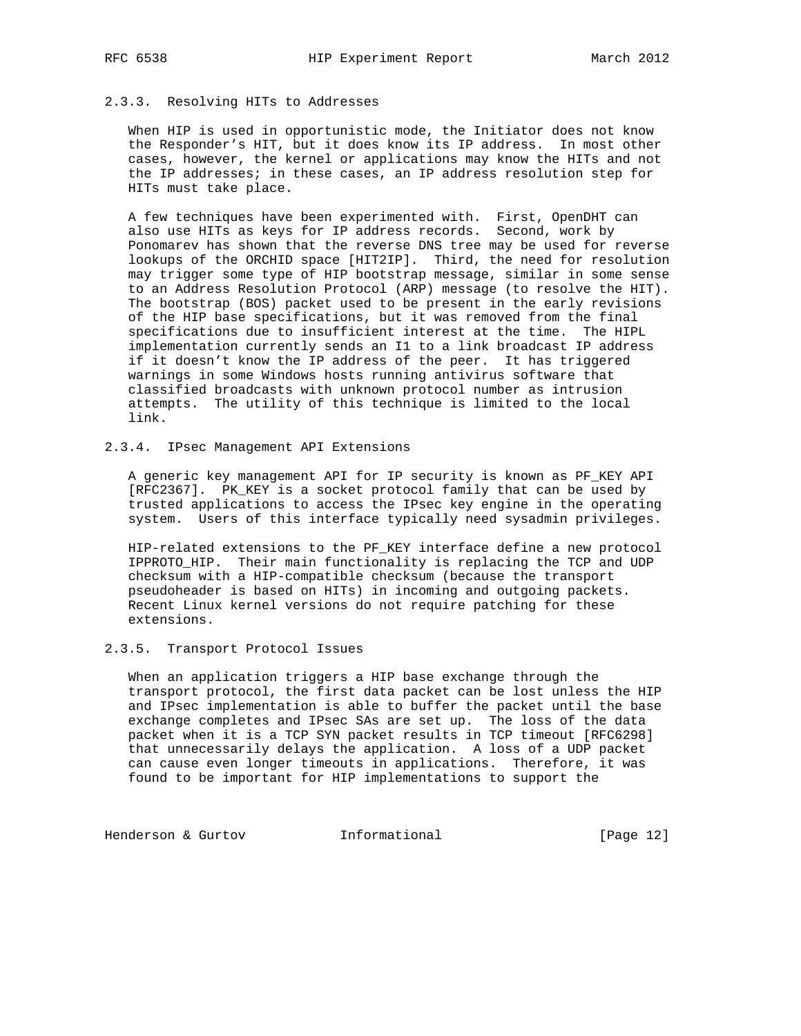### 2.3.3. Resolving HITs to Addresses

When HIP is used in opportunistic mode, the Initiator does not know the Responder's HIT, but it does know its IP address. In most other cases, however, the kernel or applications may know the HITs and not the IP addresses; in these cases, an IP address resolution step for HITs must take place.

A few techniques have been experimented with. First, OpenDHT can also use HITs as keys for IP address records. Second, work by Ponomarev has shown that the reverse DNS tree may be used for reverse lookups of the ORCHID space [HIT2IP]. Third, the need for resolution may trigger some type of HIP bootstrap message, similar in some sense to an Address Resolution Protocol (ARP) message (to resolve the HIT). The bootstrap (BOS) packet used to be present in the early revisions of the HIP base specifications, but it was removed from the final specifications due to insufficient interest at the time. The HIPL implementation currently sends an I1 to a link broadcast IP address if it doesn't know the IP address of the peer. It has triggered warnings in some Windows hosts running antivirus software that classified broadcasts with unknown protocol number as intrusion attempts. The utility of this technique is limited to the local link.

### 2.3.4. IPsec Management API Extensions

A generic key management API for IP security is known as PF_KEY API [RFC2367]. PK_KEY is a socket protocol family that can be used by trusted applications to access the IPsec key engine in the operating system. Users of this interface typically need sysadmin privileges.

HIP-related extensions to the PF_KEY interface define a new protocol IPPROTO_HIP. Their main functionality is replacing the TCP and UDP checksum with a HIP-compatible checksum (because the transport pseudoheader is based on HITs) in incoming and outgoing packets. Recent Linux kernel versions do not require patching for these extensions.

### 2.3.5. Transport Protocol Issues

When an application triggers a HIP base exchange through the transport protocol, the first data packet can be lost unless the HIP and IPsec implementation is able to buffer the packet until the base exchange completes and IPsec SAs are set up. The loss of the data packet when it is a TCP SYN packet results in TCP timeout [RFC6298] that unnecessarily delays the application. A loss of a UDP packet can cause even longer timeouts in applications. Therefore, it was found to be important for HIP implementations to support the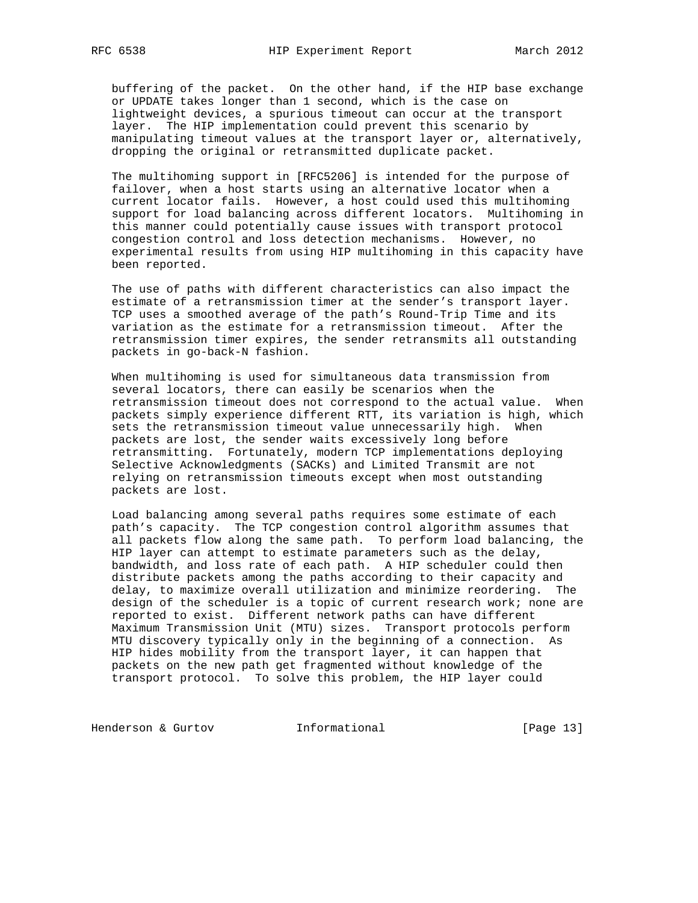buffering of the packet. On the other hand, if the HIP base exchange or UPDATE takes longer than 1 second, which is the case on lightweight devices, a spurious timeout can occur at the transport layer. The HIP implementation could prevent this scenario by manipulating timeout values at the transport layer or, alternatively, dropping the original or retransmitted duplicate packet.

The multihoming support in [RFC5206] is intended for the purpose of failover, when a host starts using an alternative locator when a current locator fails. However, a host could used this multihoming support for load balancing across different locators. Multihoming in this manner could potentially cause issues with transport protocol congestion control and loss detection mechanisms. However, no experimental results from using HIP multihoming in this capacity have been reported.

The use of paths with different characteristics can also impact the estimate of a retransmission timer at the sender's transport layer. TCP uses a smoothed average of the path's Round-Trip Time and its variation as the estimate for a retransmission timeout. After the retransmission timer expires, the sender retransmits all outstanding packets in go-back-N fashion.

When multihoming is used for simultaneous data transmission from several locators, there can easily be scenarios when the retransmission timeout does not correspond to the actual value. When packets simply experience different RTT, its variation is high, which sets the retransmission timeout value unnecessarily high. When packets are lost, the sender waits excessively long before retransmitting. Fortunately, modern TCP implementations deploying Selective Acknowledgments (SACKs) and Limited Transmit are not relying on retransmission timeouts except when most outstanding packets are lost.

Load balancing among several paths requires some estimate of each path's capacity. The TCP congestion control algorithm assumes that all packets flow along the same path. To perform load balancing, the HIP layer can attempt to estimate parameters such as the delay, bandwidth, and loss rate of each path. A HIP scheduler could then distribute packets among the paths according to their capacity and delay, to maximize overall utilization and minimize reordering. The design of the scheduler is a topic of current research work; none are reported to exist. Different network paths can have different Maximum Transmission Unit (MTU) sizes. Transport protocols perform MTU discovery typically only in the beginning of a connection. As HIP hides mobility from the transport layer, it can happen that packets on the new path get fragmented without knowledge of the transport protocol. To solve this problem, the HIP layer could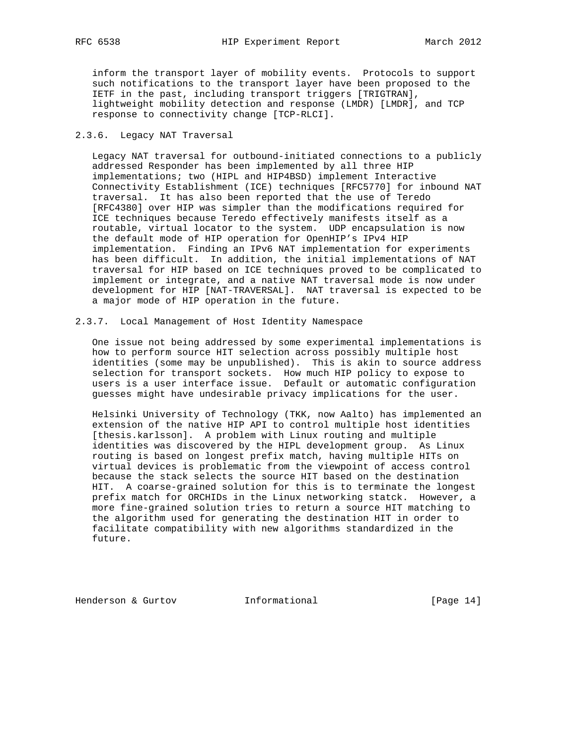inform the transport layer of mobility events. Protocols to support such notifications to the transport layer have been proposed to the IETF in the past, including transport triggers [TRIGTRAN], lightweight mobility detection and response (LMDR) [LMDR], and TCP response to connectivity change [TCP-RLCI].

#### 2.3.6. Legacy NAT Traversal

Legacy NAT traversal for outbound-initiated connections to a publicly addressed Responder has been implemented by all three HIP implementations; two (HIPL and HIP4BSD) implement Interactive Connectivity Establishment (ICE) techniques [RFC5770] for inbound NAT traversal. It has also been reported that the use of Teredo [RFC4380] over HIP was simpler than the modifications required for ICE techniques because Teredo effectively manifests itself as a routable, virtual locator to the system. UDP encapsulation is now the default mode of HIP operation for OpenHIP's IPv4 HIP implementation. Finding an IPv6 NAT implementation for experiments has been difficult. In addition, the initial implementations of NAT traversal for HIP based on ICE techniques proved to be complicated to implement or integrate, and a native NAT traversal mode is now under development for HIP [NAT-TRAVERSAL]. NAT traversal is expected to be a major mode of HIP operation in the future.

#### 2.3.7. Local Management of Host Identity Namespace

One issue not being addressed by some experimental implementations is how to perform source HIT selection across possibly multiple host identities (some may be unpublished). This is akin to source address selection for transport sockets. How much HIP policy to expose to users is a user interface issue. Default or automatic configuration guesses might have undesirable privacy implications for the user.

Helsinki University of Technology (TKK, now Aalto) has implemented an extension of the native HIP API to control multiple host identities [thesis.karlsson]. A problem with Linux routing and multiple identities was discovered by the HIPL development group. As Linux routing is based on longest prefix match, having multiple HITs on virtual devices is problematic from the viewpoint of access control because the stack selects the source HIT based on the destination HIT. A coarse-grained solution for this is to terminate the longest prefix match for ORCHIDs in the Linux networking statck. However, a more fine-grained solution tries to return a source HIT matching to the algorithm used for generating the destination HIT in order to facilitate compatibility with new algorithms standardized in the future.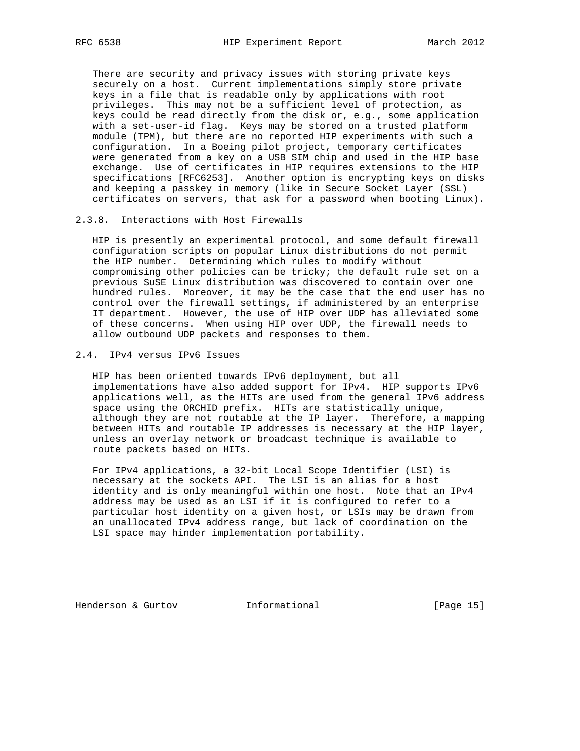There are security and privacy issues with storing private keys securely on a host. Current implementations simply store private keys in a file that is readable only by applications with root privileges. This may not be a sufficient level of protection, as keys could be read directly from the disk or, e.g., some application with a set-user-id flag. Keys may be stored on a trusted platform module (TPM), but there are no reported HIP experiments with such a configuration. In a Boeing pilot project, temporary certificates were generated from a key on a USB SIM chip and used in the HIP base exchange. Use of certificates in HIP requires extensions to the HIP specifications [RFC6253]. Another option is encrypting keys on disks and keeping a passkey in memory (like in Secure Socket Layer (SSL) certificates on servers, that ask for a password when booting Linux).

#### 2.3.8. Interactions with Host Firewalls

HIP is presently an experimental protocol, and some default firewall configuration scripts on popular Linux distributions do not permit the HIP number. Determining which rules to modify without compromising other policies can be tricky; the default rule set on a previous SuSE Linux distribution was discovered to contain over one hundred rules. Moreover, it may be the case that the end user has no control over the firewall settings, if administered by an enterprise IT department. However, the use of HIP over UDP has alleviated some of these concerns. When using HIP over UDP, the firewall needs to allow outbound UDP packets and responses to them.

### 2.4. IPv4 versus IPv6 Issues

HIP has been oriented towards IPv6 deployment, but all implementations have also added support for IPv4. HIP supports IPv6 applications well, as the HITs are used from the general IPv6 address space using the ORCHID prefix. HITs are statistically unique, although they are not routable at the IP layer. Therefore, a mapping between HITs and routable IP addresses is necessary at the HIP layer, unless an overlay network or broadcast technique is available to route packets based on HITs.

For IPv4 applications, a 32-bit Local Scope Identifier (LSI) is necessary at the sockets API. The LSI is an alias for a host identity and is only meaningful within one host. Note that an IPv4 address may be used as an LSI if it is configured to refer to a particular host identity on a given host, or LSIs may be drawn from an unallocated IPv4 address range, but lack of coordination on the LSI space may hinder implementation portability.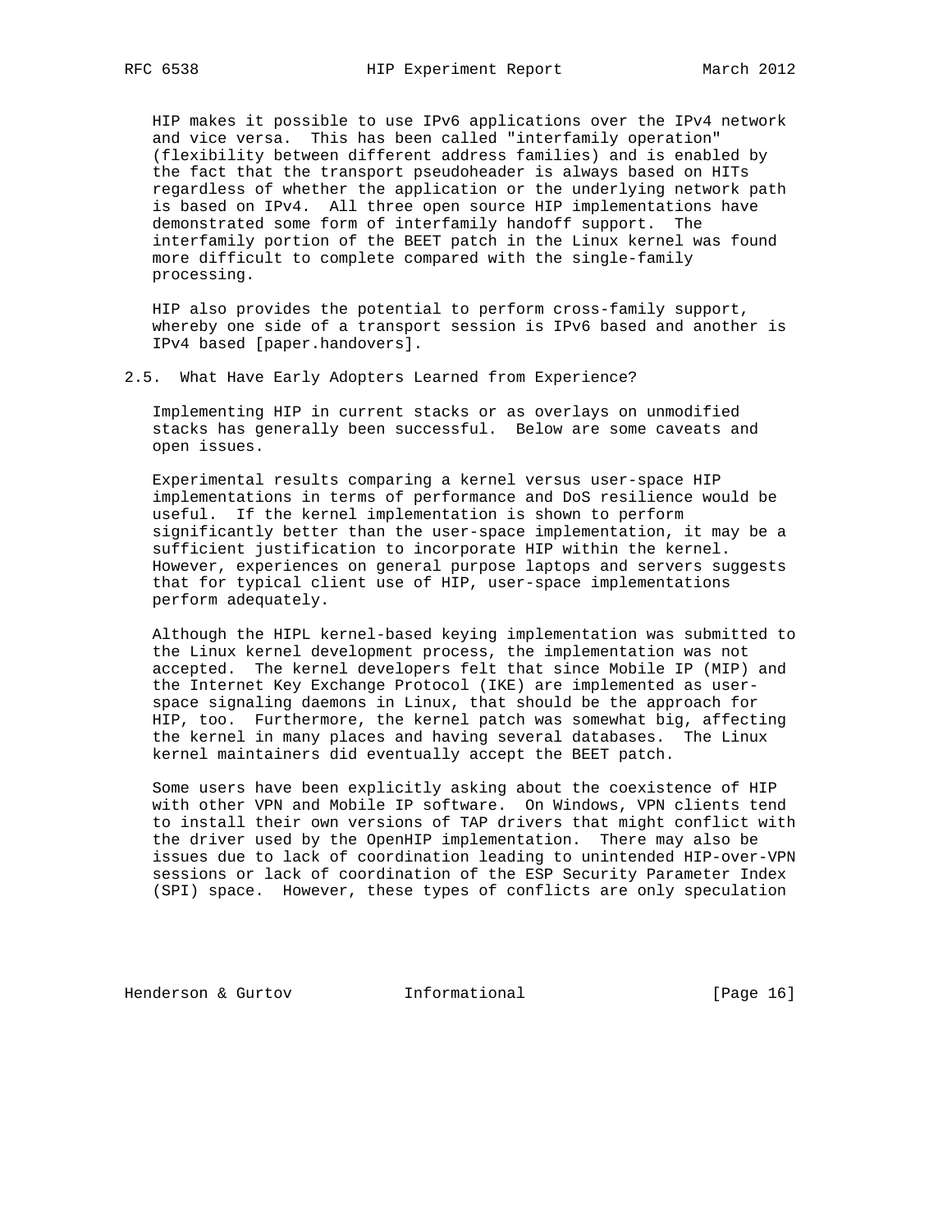HIP makes it possible to use IPv6 applications over the IPv4 network and vice versa. This has been called "interfamily operation" (flexibility between different address families) and is enabled by the fact that the transport pseudoheader is always based on HITs regardless of whether the application or the underlying network path is based on IPv4. All three open source HIP implementations have demonstrated some form of interfamily handoff support. The interfamily portion of the BEET patch in the Linux kernel was found more difficult to complete compared with the single-family processing.

HIP also provides the potential to perform cross-family support, whereby one side of a transport session is IPv6 based and another is IPv4 based [paper.handovers].

## 2.5. What Have Early Adopters Learned from Experience?

Implementing HIP in current stacks or as overlays on unmodified stacks has generally been successful. Below are some caveats and open issues.

Experimental results comparing a kernel versus user-space HIP implementations in terms of performance and DoS resilience would be useful. If the kernel implementation is shown to perform significantly better than the user-space implementation, it may be a sufficient justification to incorporate HIP within the kernel. However, experiences on general purpose laptops and servers suggests that for typical client use of HIP, user-space implementations perform adequately.

Although the HIPL kernel-based keying implementation was submitted to the Linux kernel development process, the implementation was not accepted. The kernel developers felt that since Mobile IP (MIP) and the Internet Key Exchange Protocol (IKE) are implemented as user-space signaling daemons in Linux, that should be the approach for HIP, too. Furthermore, the kernel patch was somewhat big, affecting the kernel in many places and having several databases. The Linux kernel maintainers did eventually accept the BEET patch.

Some users have been explicitly asking about the coexistence of HIP with other VPN and Mobile IP software. On Windows, VPN clients tend to install their own versions of TAP drivers that might conflict with the driver used by the OpenHIP implementation. There may also be issues due to lack of coordination leading to unintended HIP-over-VPN sessions or lack of coordination of the ESP Security Parameter Index (SPI) space. However, these types of conflicts are only speculation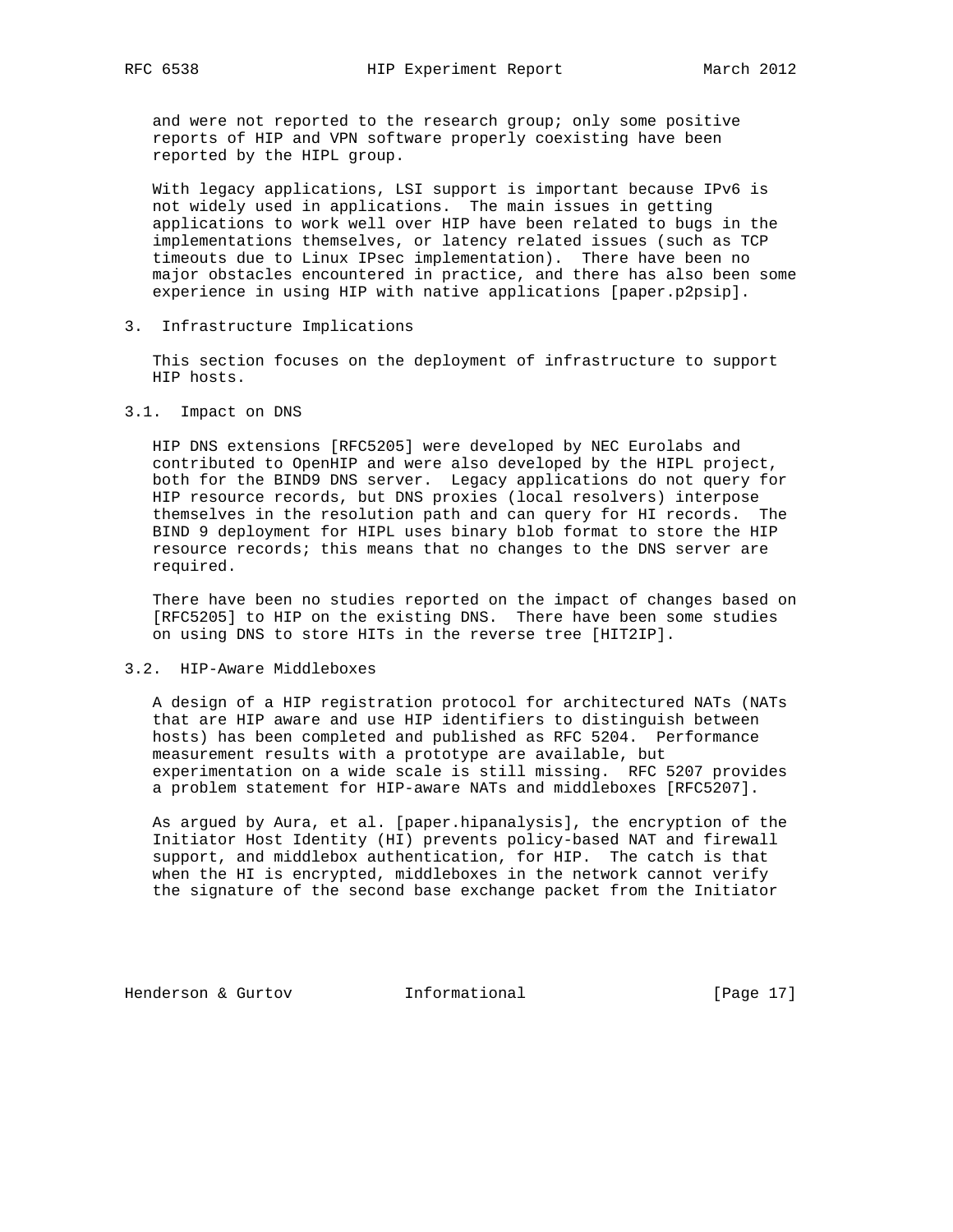and were not reported to the research group; only some positive reports of HIP and VPN software properly coexisting have been reported by the HIPL group.

With legacy applications, LSI support is important because IPv6 is not widely used in applications. The main issues in getting applications to work well over HIP have been related to bugs in the implementations themselves, or latency related issues (such as TCP timeouts due to Linux IPsec implementation). There have been no major obstacles encountered in practice, and there has also been some experience in using HIP with native applications [paper.p2psip].

## 3. Infrastructure Implications

This section focuses on the deployment of infrastructure to support HIP hosts.

### 3.1. Impact on DNS

HIP DNS extensions [RFC5205] were developed by NEC Eurolabs and contributed to OpenHIP and were also developed by the HIPL project, both for the BIND9 DNS server. Legacy applications do not query for HIP resource records, but DNS proxies (local resolvers) interpose themselves in the resolution path and can query for HI records. The BIND 9 deployment for HIPL uses binary blob format to store the HIP resource records; this means that no changes to the DNS server are required.

There have been no studies reported on the impact of changes based on [RFC5205] to HIP on the existing DNS. There have been some studies on using DNS to store HITs in the reverse tree [HIT2IP].

### 3.2. HIP-Aware Middleboxes

A design of a HIP registration protocol for architectured NATs (NATs that are HIP aware and use HIP identifiers to distinguish between hosts) has been completed and published as RFC 5204. Performance measurement results with a prototype are available, but experimentation on a wide scale is still missing. RFC 5207 provides a problem statement for HIP-aware NATs and middleboxes [RFC5207].

As argued by Aura, et al. [paper.hipanalysis], the encryption of the Initiator Host Identity (HI) prevents policy-based NAT and firewall support, and middlebox authentication, for HIP. The catch is that when the HI is encrypted, middleboxes in the network cannot verify the signature of the second base exchange packet from the Initiator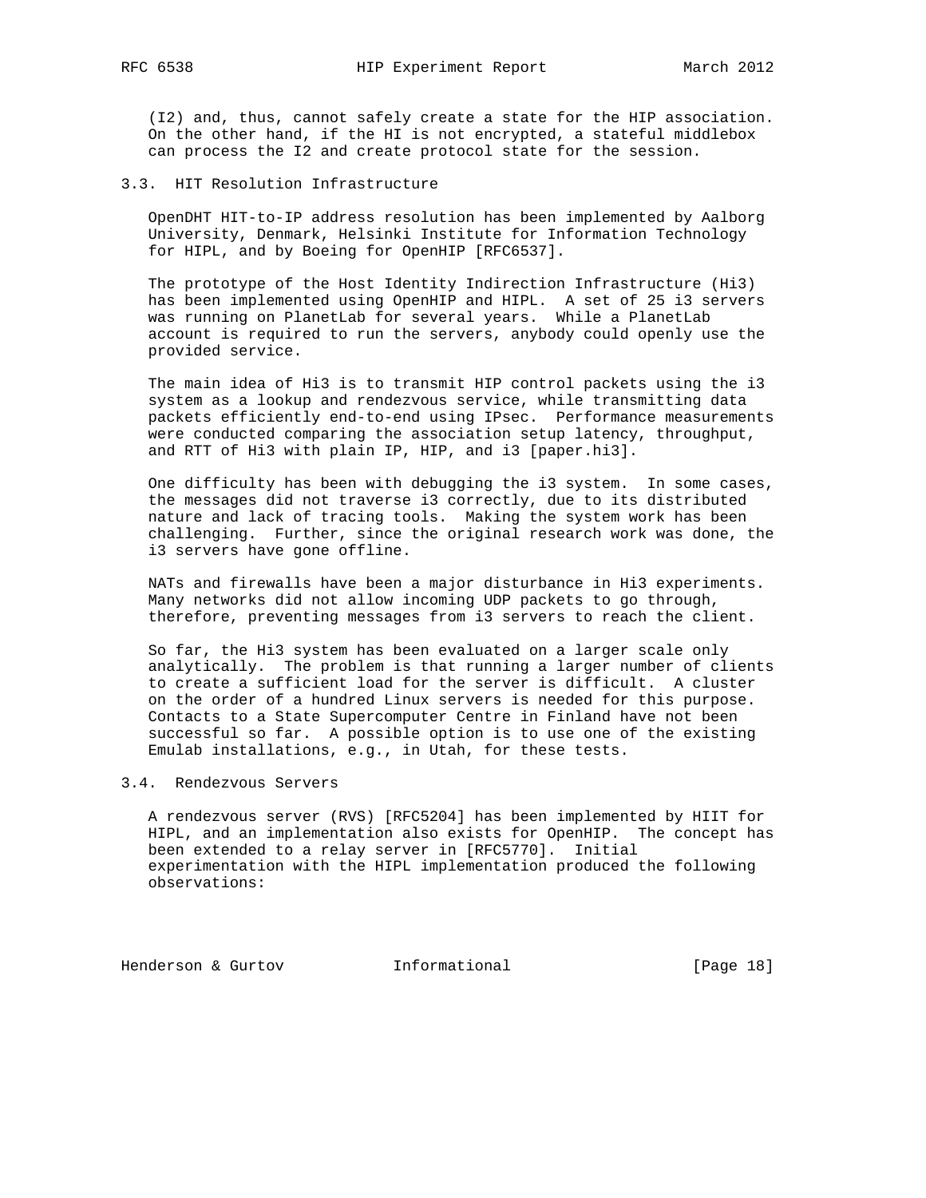(I2) and, thus, cannot safely create a state for the HIP association. On the other hand, if the HI is not encrypted, a stateful middlebox can process the I2 and create protocol state for the session.

### 3.3. HIT Resolution Infrastructure

OpenDHT HIT-to-IP address resolution has been implemented by Aalborg University, Denmark, Helsinki Institute for Information Technology for HIPL, and by Boeing for OpenHIP [RFC6537].

The prototype of the Host Identity Indirection Infrastructure (Hi3) has been implemented using OpenHIP and HIPL. A set of 25 i3 servers was running on PlanetLab for several years. While a PlanetLab account is required to run the servers, anybody could openly use the provided service.

The main idea of Hi3 is to transmit HIP control packets using the i3 system as a lookup and rendezvous service, while transmitting data packets efficiently end-to-end using IPsec. Performance measurements were conducted comparing the association setup latency, throughput, and RTT of Hi3 with plain IP, HIP, and i3 [paper.hi3].

One difficulty has been with debugging the i3 system. In some cases, the messages did not traverse i3 correctly, due to its distributed nature and lack of tracing tools. Making the system work has been challenging. Further, since the original research work was done, the i3 servers have gone offline.

NATs and firewalls have been a major disturbance in Hi3 experiments. Many networks did not allow incoming UDP packets to go through, therefore, preventing messages from i3 servers to reach the client.

So far, the Hi3 system has been evaluated on a larger scale only analytically. The problem is that running a larger number of clients to create a sufficient load for the server is difficult. A cluster on the order of a hundred Linux servers is needed for this purpose. Contacts to a State Supercomputer Centre in Finland have not been successful so far. A possible option is to use one of the existing Emulab installations, e.g., in Utah, for these tests.

### 3.4. Rendezvous Servers

A rendezvous server (RVS) [RFC5204] has been implemented by HIIT for HIPL, and an implementation also exists for OpenHIP. The concept has been extended to a relay server in [RFC5770]. Initial experimentation with the HIPL implementation produced the following observations: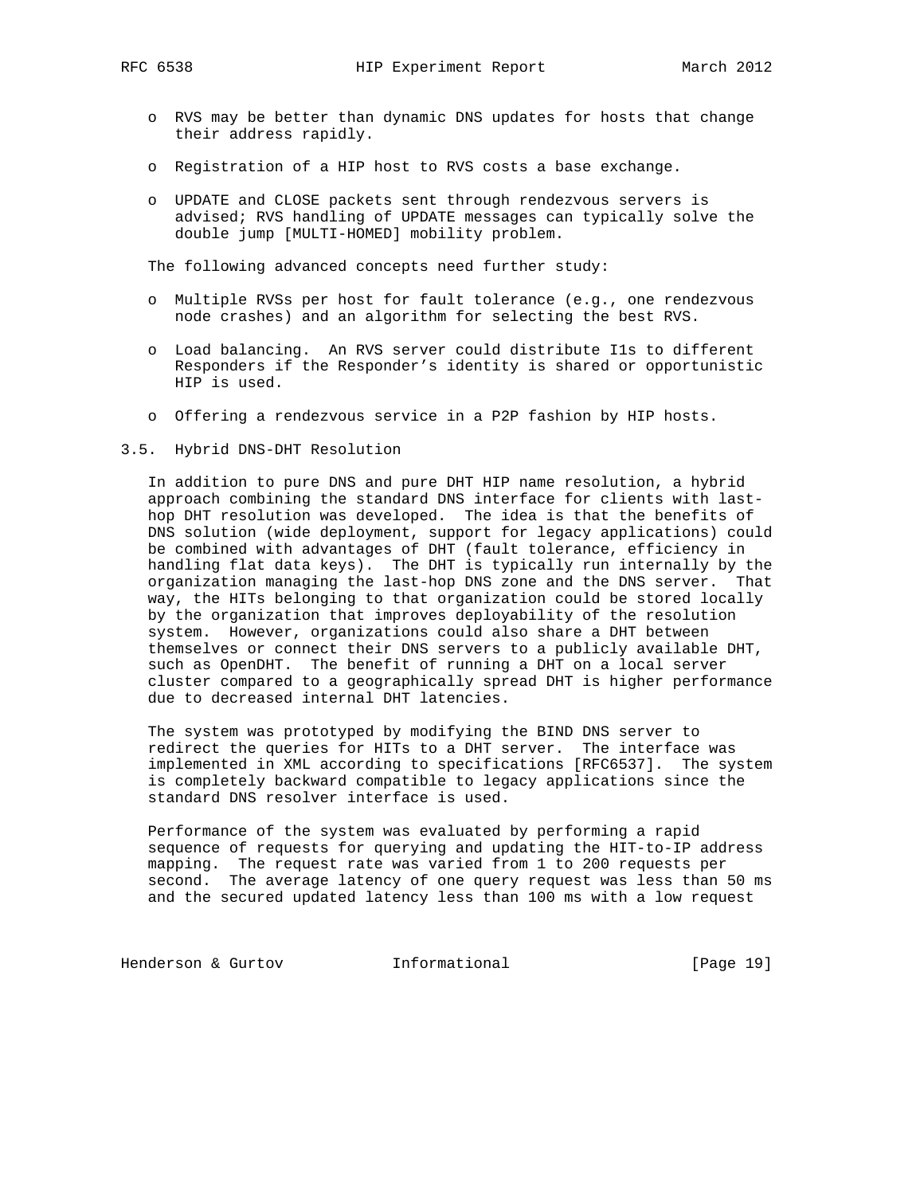- RVS may be better than dynamic DNS updates for hosts that change their address rapidly.

- Registration of a HIP host to RVS costs a base exchange.

- UPDATE and CLOSE packets sent through rendezvous servers is advised; RVS handling of UPDATE messages can typically solve the double jump [MULTI-HOMED] mobility problem.

The following advanced concepts need further study:

- Multiple RVSs per host for fault tolerance (e.g., one rendezvous node crashes) and an algorithm for selecting the best RVS.

- Load balancing. An RVS server could distribute I1s to different Responders if the Responder's identity is shared or opportunistic HIP is used.

- Offering a rendezvous service in a P2P fashion by HIP hosts.

### 3.5. Hybrid DNS-DHT Resolution

In addition to pure DNS and pure DHT HIP name resolution, a hybrid approach combining the standard DNS interface for clients with last-hop DHT resolution was developed. The idea is that the benefits of DNS solution (wide deployment, support for legacy applications) could be combined with advantages of DHT (fault tolerance, efficiency in handling flat data keys). The DHT is typically run internally by the organization managing the last-hop DNS zone and the DNS server. That way, the HITs belonging to that organization could be stored locally by the organization that improves deployability of the resolution system. However, organizations could also share a DHT between themselves or connect their DNS servers to a publicly available DHT, such as OpenDHT. The benefit of running a DHT on a local server cluster compared to a geographically spread DHT is higher performance due to decreased internal DHT latencies.

The system was prototyped by modifying the BIND DNS server to redirect the queries for HITs to a DHT server. The interface was implemented in XML according to specifications [RFC6537]. The system is completely backward compatible to legacy applications since the standard DNS resolver interface is used.

Performance of the system was evaluated by performing a rapid sequence of requests for querying and updating the HIT-to-IP address mapping. The request rate was varied from 1 to 200 requests per second. The average latency of one query request was less than 50 ms and the secured updated latency less than 100 ms with a low request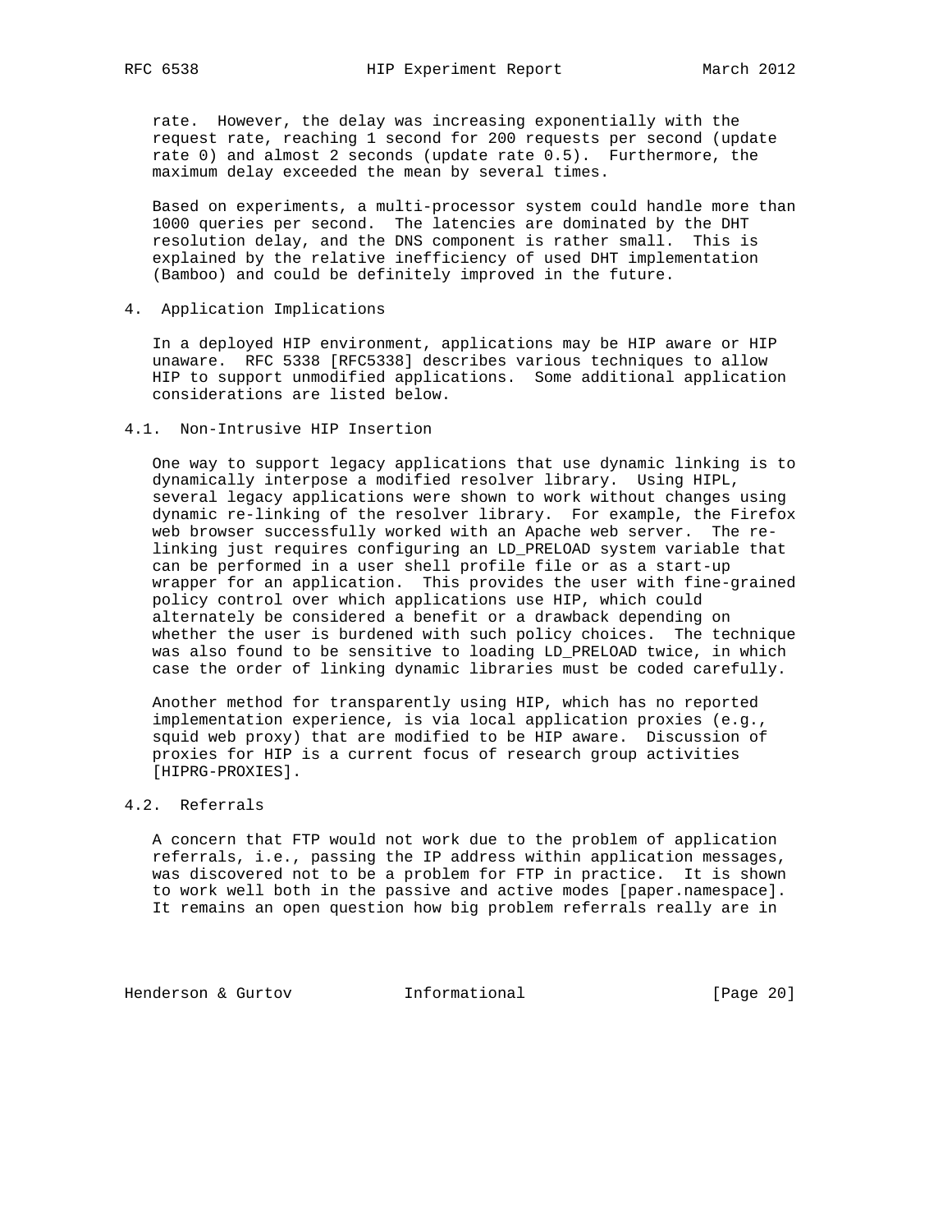rate. However, the delay was increasing exponentially with the request rate, reaching 1 second for 200 requests per second (update rate 0) and almost 2 seconds (update rate 0.5). Furthermore, the maximum delay exceeded the mean by several times.

Based on experiments, a multi-processor system could handle more than 1000 queries per second. The latencies are dominated by the DHT resolution delay, and the DNS component is rather small. This is explained by the relative inefficiency of used DHT implementation (Bamboo) and could be definitely improved in the future.

## 4. Application Implications

In a deployed HIP environment, applications may be HIP aware or HIP unaware. RFC 5338 [RFC5338] describes various techniques to allow HIP to support unmodified applications. Some additional application considerations are listed below.

### 4.1. Non-Intrusive HIP Insertion

One way to support legacy applications that use dynamic linking is to dynamically interpose a modified resolver library. Using HIPL, several legacy applications were shown to work without changes using dynamic re-linking of the resolver library. For example, the Firefox web browser successfully worked with an Apache web server. The re-linking just requires configuring an LD_PRELOAD system variable that can be performed in a user shell profile file or as a start-up wrapper for an application. This provides the user with fine-grained policy control over which applications use HIP, which could alternately be considered a benefit or a drawback depending on whether the user is burdened with such policy choices. The technique was also found to be sensitive to loading LD_PRELOAD twice, in which case the order of linking dynamic libraries must be coded carefully.

Another method for transparently using HIP, which has no reported implementation experience, is via local application proxies (e.g., squid web proxy) that are modified to be HIP aware. Discussion of proxies for HIP is a current focus of research group activities [HIPRG-PROXIES].

### 4.2. Referrals

A concern that FTP would not work due to the problem of application referrals, i.e., passing the IP address within application messages, was discovered not to be a problem for FTP in practice. It is shown to work well both in the passive and active modes [paper.namespace]. It remains an open question how big problem referrals really are in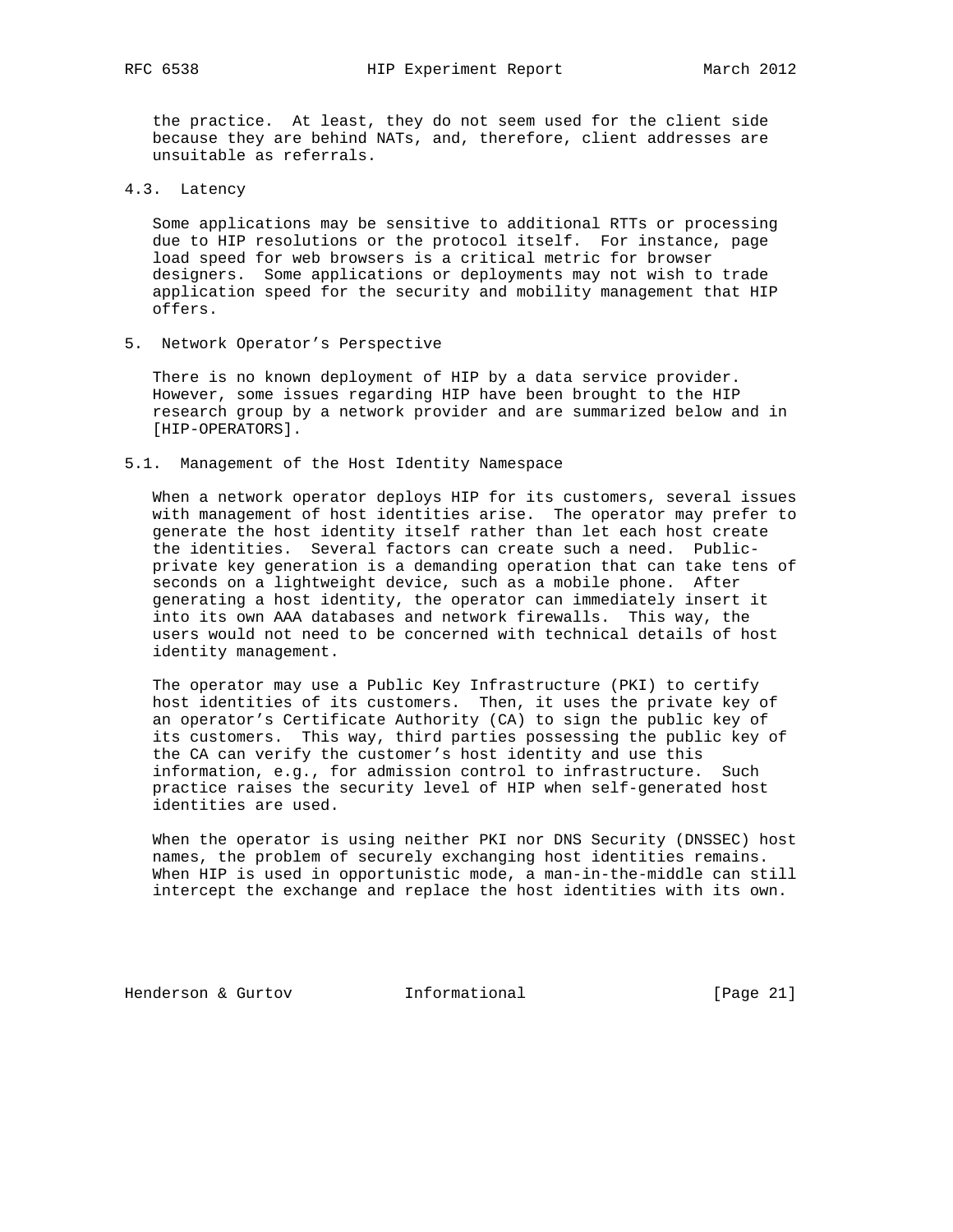the practice. At least, they do not seem used for the client side because they are behind NATs, and, therefore, client addresses are unsuitable as referrals.

### 4.3. Latency

Some applications may be sensitive to additional RTTs or processing due to HIP resolutions or the protocol itself. For instance, page load speed for web browsers is a critical metric for browser designers. Some applications or deployments may not wish to trade application speed for the security and mobility management that HIP offers.

## 5. Network Operator's Perspective

There is no known deployment of HIP by a data service provider. However, some issues regarding HIP have been brought to the HIP research group by a network provider and are summarized below and in [HIP-OPERATORS].

### 5.1. Management of the Host Identity Namespace

When a network operator deploys HIP for its customers, several issues with management of host identities arise. The operator may prefer to generate the host identity itself rather than let each host create the identities. Several factors can create such a need. Public-private key generation is a demanding operation that can take tens of seconds on a lightweight device, such as a mobile phone. After generating a host identity, the operator can immediately insert it into its own AAA databases and network firewalls. This way, the users would not need to be concerned with technical details of host identity management.

The operator may use a Public Key Infrastructure (PKI) to certify host identities of its customers. Then, it uses the private key of an operator's Certificate Authority (CA) to sign the public key of its customers. This way, third parties possessing the public key of the CA can verify the customer's host identity and use this information, e.g., for admission control to infrastructure. Such practice raises the security level of HIP when self-generated host identities are used.

When the operator is using neither PKI nor DNS Security (DNSSEC) host names, the problem of securely exchanging host identities remains. When HIP is used in opportunistic mode, a man-in-the-middle can still intercept the exchange and replace the host identities with its own.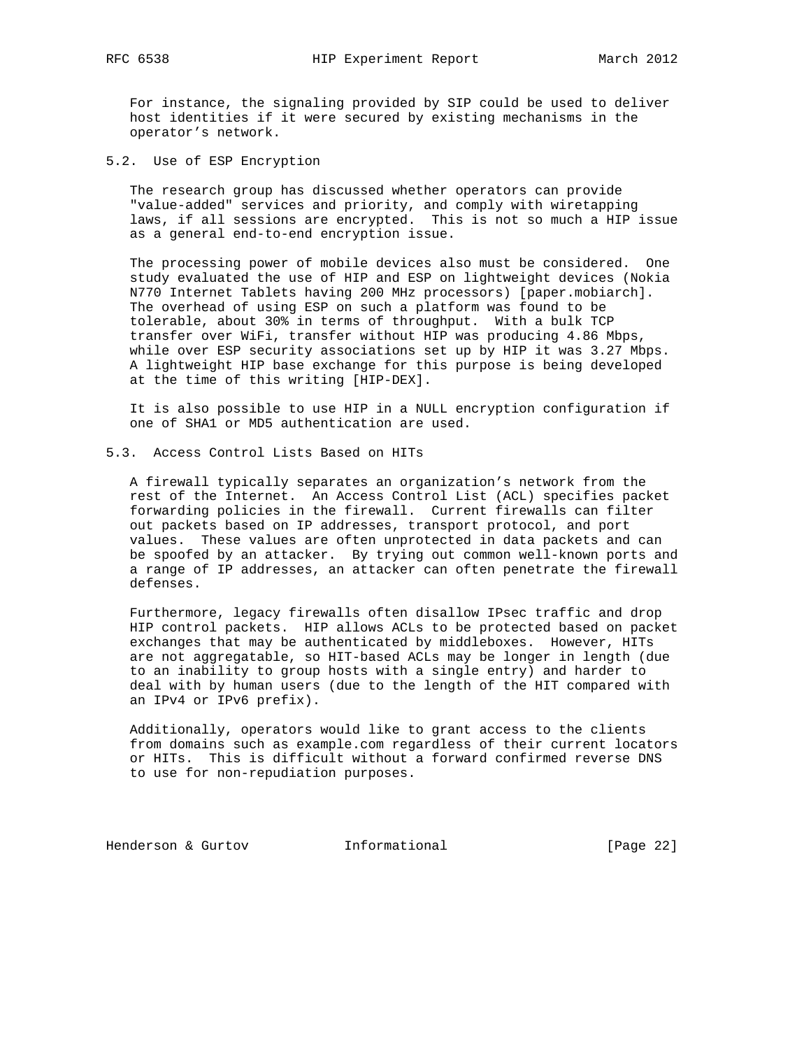For instance, the signaling provided by SIP could be used to deliver host identities if it were secured by existing mechanisms in the operator's network.

### 5.2. Use of ESP Encryption

The research group has discussed whether operators can provide "value-added" services and priority, and comply with wiretapping laws, if all sessions are encrypted. This is not so much a HIP issue as a general end-to-end encryption issue.

The processing power of mobile devices also must be considered. One study evaluated the use of HIP and ESP on lightweight devices (Nokia N770 Internet Tablets having 200 MHz processors) [paper.mobiarch]. The overhead of using ESP on such a platform was found to be tolerable, about 30% in terms of throughput. With a bulk TCP transfer over WiFi, transfer without HIP was producing 4.86 Mbps, while over ESP security associations set up by HIP it was 3.27 Mbps. A lightweight HIP base exchange for this purpose is being developed at the time of this writing [HIP-DEX].

It is also possible to use HIP in a NULL encryption configuration if one of SHA1 or MD5 authentication are used.

### 5.3. Access Control Lists Based on HITs

A firewall typically separates an organization's network from the rest of the Internet. An Access Control List (ACL) specifies packet forwarding policies in the firewall. Current firewalls can filter out packets based on IP addresses, transport protocol, and port values. These values are often unprotected in data packets and can be spoofed by an attacker. By trying out common well-known ports and a range of IP addresses, an attacker can often penetrate the firewall defenses.

Furthermore, legacy firewalls often disallow IPsec traffic and drop HIP control packets. HIP allows ACLs to be protected based on packet exchanges that may be authenticated by middleboxes. However, HITs are not aggregatable, so HIT-based ACLs may be longer in length (due to an inability to group hosts with a single entry) and harder to deal with by human users (due to the length of the HIT compared with an IPv4 or IPv6 prefix).

Additionally, operators would like to grant access to the clients from domains such as example.com regardless of their current locators or HITs. This is difficult without a forward confirmed reverse DNS to use for non-repudiation purposes.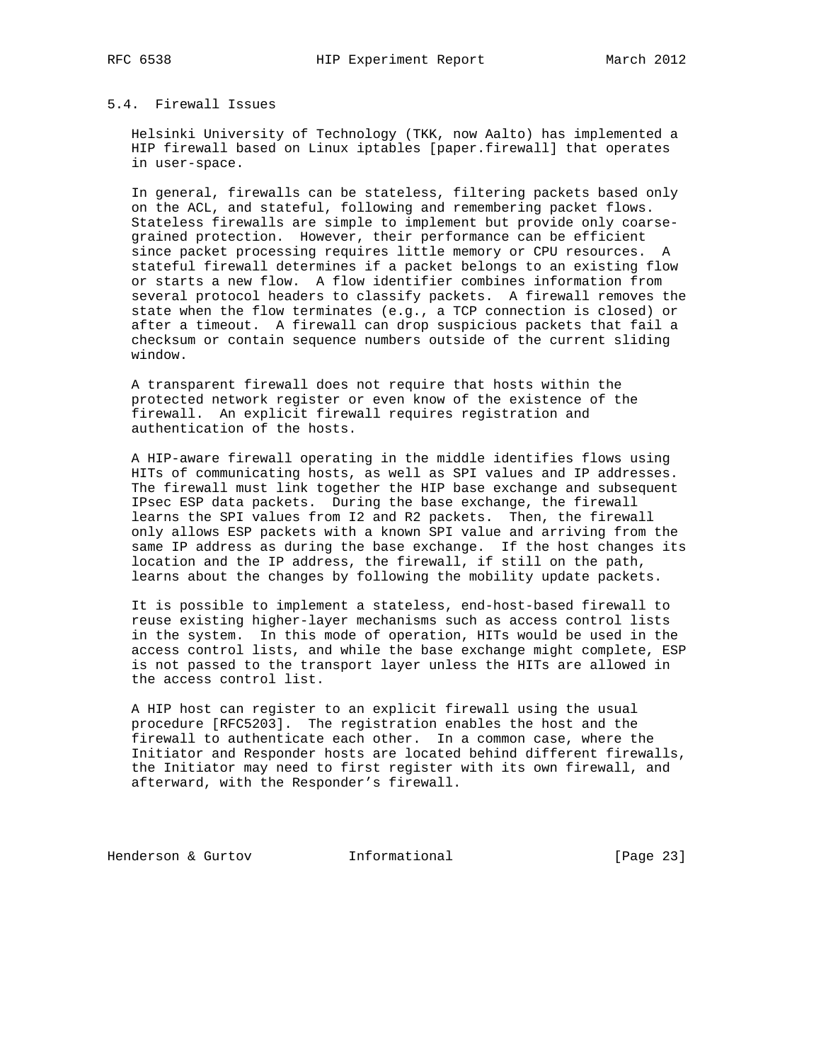### 5.4. Firewall Issues

Helsinki University of Technology (TKK, now Aalto) has implemented a HIP firewall based on Linux iptables [paper.firewall] that operates in user-space.

In general, firewalls can be stateless, filtering packets based only on the ACL, and stateful, following and remembering packet flows. Stateless firewalls are simple to implement but provide only coarse-grained protection. However, their performance can be efficient since packet processing requires little memory or CPU resources. A stateful firewall determines if a packet belongs to an existing flow or starts a new flow. A flow identifier combines information from several protocol headers to classify packets. A firewall removes the state when the flow terminates (e.g., a TCP connection is closed) or after a timeout. A firewall can drop suspicious packets that fail a checksum or contain sequence numbers outside of the current sliding window.

A transparent firewall does not require that hosts within the protected network register or even know of the existence of the firewall. An explicit firewall requires registration and authentication of the hosts.

A HIP-aware firewall operating in the middle identifies flows using HITs of communicating hosts, as well as SPI values and IP addresses. The firewall must link together the HIP base exchange and subsequent IPsec ESP data packets. During the base exchange, the firewall learns the SPI values from I2 and R2 packets. Then, the firewall only allows ESP packets with a known SPI value and arriving from the same IP address as during the base exchange. If the host changes its location and the IP address, the firewall, if still on the path, learns about the changes by following the mobility update packets.

It is possible to implement a stateless, end-host-based firewall to reuse existing higher-layer mechanisms such as access control lists in the system. In this mode of operation, HITs would be used in the access control lists, and while the base exchange might complete, ESP is not passed to the transport layer unless the HITs are allowed in the access control list.

A HIP host can register to an explicit firewall using the usual procedure [RFC5203]. The registration enables the host and the firewall to authenticate each other. In a common case, where the Initiator and Responder hosts are located behind different firewalls, the Initiator may need to first register with its own firewall, and afterward, with the Responder's firewall.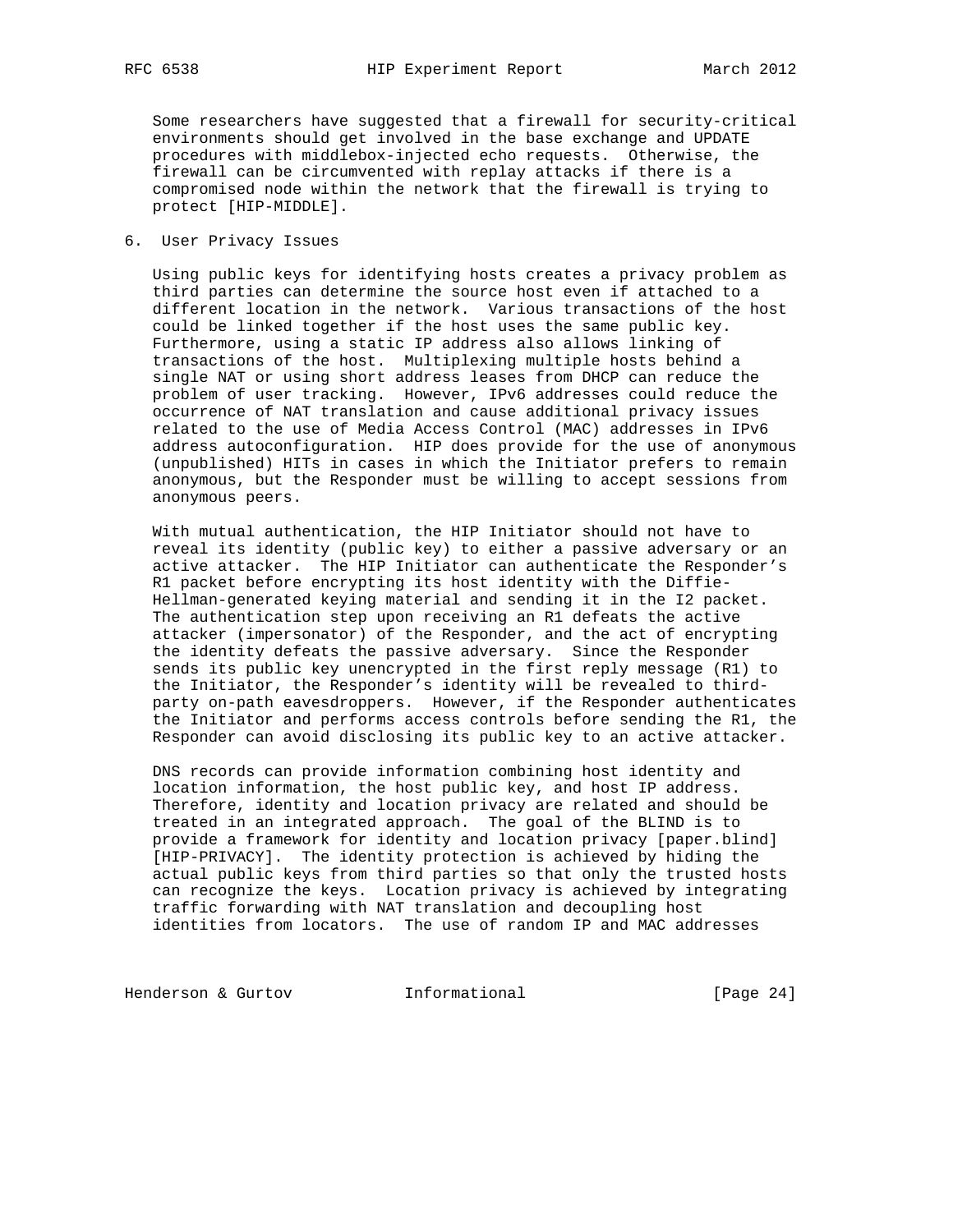Some researchers have suggested that a firewall for security-critical environments should get involved in the base exchange and UPDATE procedures with middlebox-injected echo requests. Otherwise, the firewall can be circumvented with replay attacks if there is a compromised node within the network that the firewall is trying to protect [HIP-MIDDLE].

## 6. User Privacy Issues

Using public keys for identifying hosts creates a privacy problem as third parties can determine the source host even if attached to a different location in the network. Various transactions of the host could be linked together if the host uses the same public key. Furthermore, using a static IP address also allows linking of transactions of the host. Multiplexing multiple hosts behind a single NAT or using short address leases from DHCP can reduce the problem of user tracking. However, IPv6 addresses could reduce the occurrence of NAT translation and cause additional privacy issues related to the use of Media Access Control (MAC) addresses in IPv6 address autoconfiguration. HIP does provide for the use of anonymous (unpublished) HITs in cases in which the Initiator prefers to remain anonymous, but the Responder must be willing to accept sessions from anonymous peers.

With mutual authentication, the HIP Initiator should not have to reveal its identity (public key) to either a passive adversary or an active attacker. The HIP Initiator can authenticate the Responder's R1 packet before encrypting its host identity with the Diffie-Hellman-generated keying material and sending it in the I2 packet. The authentication step upon receiving an R1 defeats the active attacker (impersonator) of the Responder, and the act of encrypting the identity defeats the passive adversary. Since the Responder sends its public key unencrypted in the first reply message (R1) to the Initiator, the Responder's identity will be revealed to third-party on-path eavesdroppers. However, if the Responder authenticates the Initiator and performs access controls before sending the R1, the Responder can avoid disclosing its public key to an active attacker.

DNS records can provide information combining host identity and location information, the host public key, and host IP address. Therefore, identity and location privacy are related and should be treated in an integrated approach. The goal of the BLIND is to provide a framework for identity and location privacy [paper.blind] [HIP-PRIVACY]. The identity protection is achieved by hiding the actual public keys from third parties so that only the trusted hosts can recognize the keys. Location privacy is achieved by integrating traffic forwarding with NAT translation and decoupling host identities from locators. The use of random IP and MAC addresses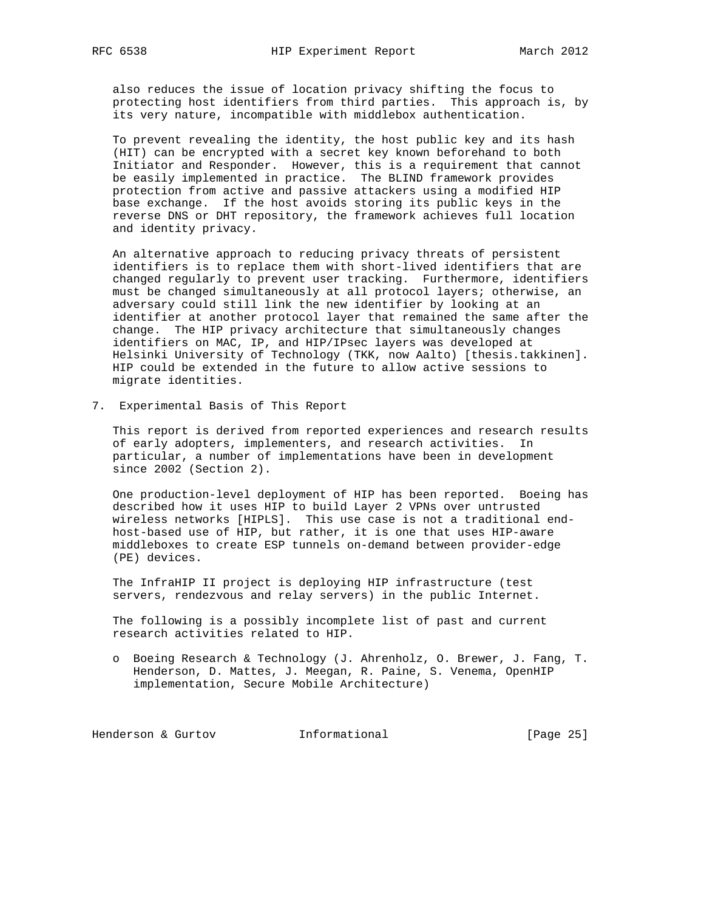also reduces the issue of location privacy shifting the focus to protecting host identifiers from third parties. This approach is, by its very nature, incompatible with middlebox authentication.

To prevent revealing the identity, the host public key and its hash (HIT) can be encrypted with a secret key known beforehand to both Initiator and Responder. However, this is a requirement that cannot be easily implemented in practice. The BLIND framework provides protection from active and passive attackers using a modified HIP base exchange. If the host avoids storing its public keys in the reverse DNS or DHT repository, the framework achieves full location and identity privacy.

An alternative approach to reducing privacy threats of persistent identifiers is to replace them with short-lived identifiers that are changed regularly to prevent user tracking. Furthermore, identifiers must be changed simultaneously at all protocol layers; otherwise, an adversary could still link the new identifier by looking at an identifier at another protocol layer that remained the same after the change. The HIP privacy architecture that simultaneously changes identifiers on MAC, IP, and HIP/IPsec layers was developed at Helsinki University of Technology (TKK, now Aalto) [thesis.takkinen]. HIP could be extended in the future to allow active sessions to migrate identities.

## 7. Experimental Basis of This Report

This report is derived from reported experiences and research results of early adopters, implementers, and research activities. In particular, a number of implementations have been in development since 2002 (Section 2).

One production-level deployment of HIP has been reported. Boeing has described how it uses HIP to build Layer 2 VPNs over untrusted wireless networks [HIPLS]. This use case is not a traditional end-host-based use of HIP, but rather, it is one that uses HIP-aware middleboxes to create ESP tunnels on-demand between provider-edge (PE) devices.

The InfraHIP II project is deploying HIP infrastructure (test servers, rendezvous and relay servers) in the public Internet.

The following is a possibly incomplete list of past and current research activities related to HIP.

- Boeing Research & Technology (J. Ahrenholz, O. Brewer, J. Fang, T. Henderson, D. Mattes, J. Meegan, R. Paine, S. Venema, OpenHIP implementation, Secure Mobile Architecture)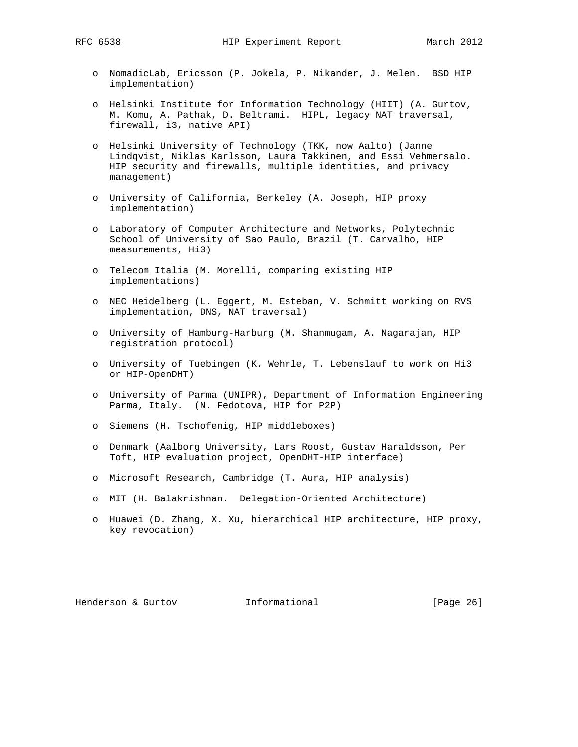- NomadicLab, Ericsson (P. Jokela, P. Nikander, J. Melen. BSD HIP implementation)

- Helsinki Institute for Information Technology (HIIT) (A. Gurtov, M. Komu, A. Pathak, D. Beltrami. HIPL, legacy NAT traversal, firewall, i3, native API)

- Helsinki University of Technology (TKK, now Aalto) (Janne Lindqvist, Niklas Karlsson, Laura Takkinen, and Essi Vehmersalo. HIP security and firewalls, multiple identities, and privacy management)

- University of California, Berkeley (A. Joseph, HIP proxy implementation)

- Laboratory of Computer Architecture and Networks, Polytechnic School of University of Sao Paulo, Brazil (T. Carvalho, HIP measurements, Hi3)

- Telecom Italia (M. Morelli, comparing existing HIP implementations)

- NEC Heidelberg (L. Eggert, M. Esteban, V. Schmitt working on RVS implementation, DNS, NAT traversal)

- University of Hamburg-Harburg (M. Shanmugam, A. Nagarajan, HIP registration protocol)

- University of Tuebingen (K. Wehrle, T. Lebenslauf to work on Hi3 or HIP-OpenDHT)

- University of Parma (UNIPR), Department of Information Engineering Parma, Italy. (N. Fedotova, HIP for P2P)

- Siemens (H. Tschofenig, HIP middleboxes)

- Denmark (Aalborg University, Lars Roost, Gustav Haraldsson, Per Toft, HIP evaluation project, OpenDHT-HIP interface)

- Microsoft Research, Cambridge (T. Aura, HIP analysis)

- MIT (H. Balakrishnan. Delegation-Oriented Architecture)

- Huawei (D. Zhang, X. Xu, hierarchical HIP architecture, HIP proxy, key revocation)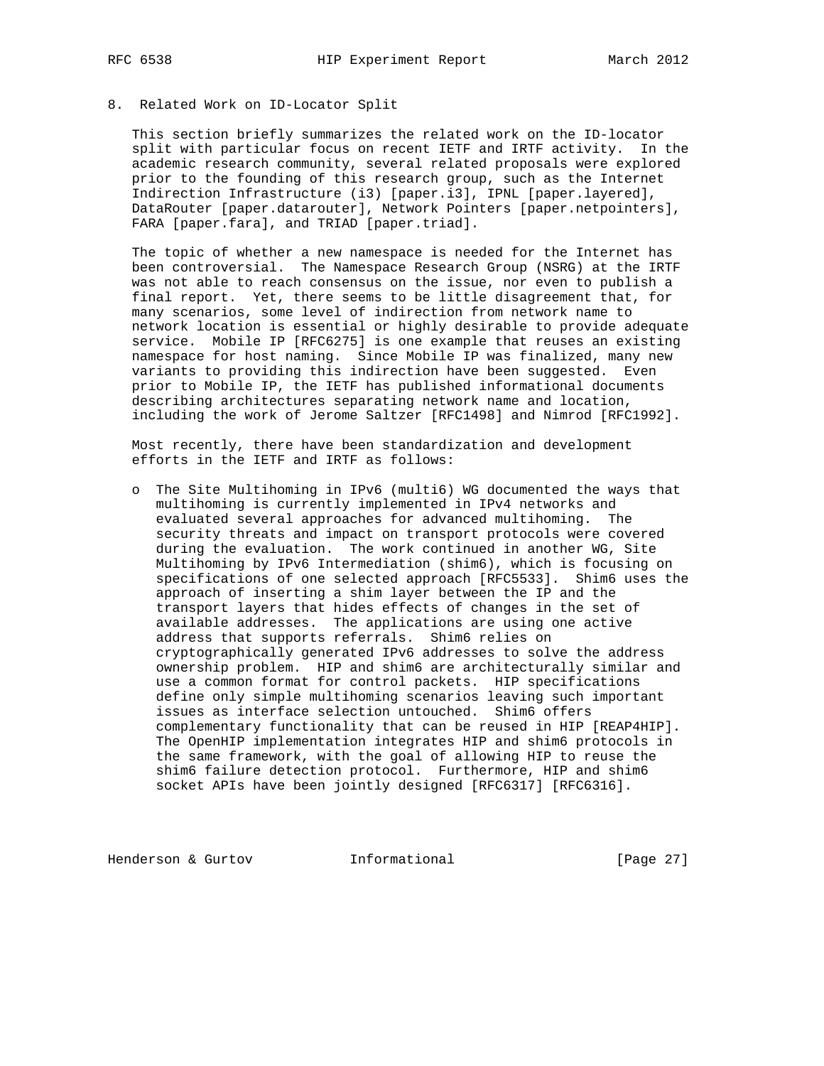## 8. Related Work on ID-Locator Split

This section briefly summarizes the related work on the ID-locator split with particular focus on recent IETF and IRTF activity. In the academic research community, several related proposals were explored prior to the founding of this research group, such as the Internet Indirection Infrastructure (i3) [paper.i3], IPNL [paper.layered], DataRouter [paper.datarouter], Network Pointers [paper.netpointers], FARA [paper.fara], and TRIAD [paper.triad].

The topic of whether a new namespace is needed for the Internet has been controversial. The Namespace Research Group (NSRG) at the IRTF was not able to reach consensus on the issue, nor even to publish a final report. Yet, there seems to be little disagreement that, for many scenarios, some level of indirection from network name to network location is essential or highly desirable to provide adequate service. Mobile IP [RFC6275] is one example that reuses an existing namespace for host naming. Since Mobile IP was finalized, many new variants to providing this indirection have been suggested. Even prior to Mobile IP, the IETF has published informational documents describing architectures separating network name and location, including the work of Jerome Saltzer [RFC1498] and Nimrod [RFC1992].

Most recently, there have been standardization and development efforts in the IETF and IRTF as follows:

- The Site Multihoming in IPv6 (multi6) WG documented the ways that multihoming is currently implemented in IPv4 networks and evaluated several approaches for advanced multihoming. The security threats and impact on transport protocols were covered during the evaluation. The work continued in another WG, Site Multihoming by IPv6 Intermediation (shim6), which is focusing on specifications of one selected approach [RFC5533]. Shim6 uses the approach of inserting a shim layer between the IP and the transport layers that hides effects of changes in the set of available addresses. The applications are using one active address that supports referrals. Shim6 relies on cryptographically generated IPv6 addresses to solve the address ownership problem. HIP and shim6 are architecturally similar and use a common format for control packets. HIP specifications define only simple multihoming scenarios leaving such important issues as interface selection untouched. Shim6 offers complementary functionality that can be reused in HIP [REAP4HIP]. The OpenHIP implementation integrates HIP and shim6 protocols in the same framework, with the goal of allowing HIP to reuse the shim6 failure detection protocol. Furthermore, HIP and shim6 socket APIs have been jointly designed [RFC6317] [RFC6316].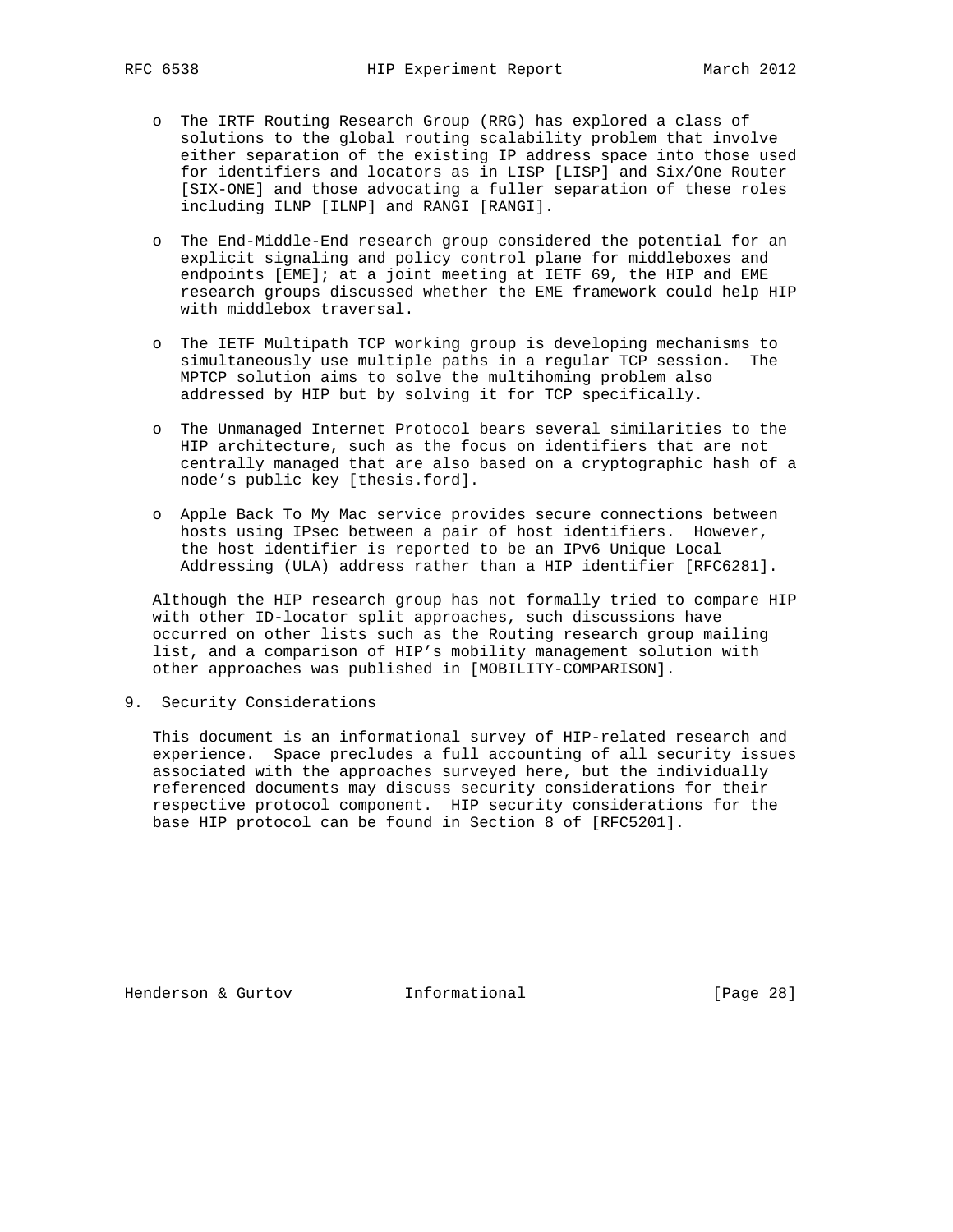- The IRTF Routing Research Group (RRG) has explored a class of solutions to the global routing scalability problem that involve either separation of the existing IP address space into those used for identifiers and locators as in LISP [LISP] and Six/One Router [SIX-ONE] and those advocating a fuller separation of these roles including ILNP [ILNP] and RANGI [RANGI].

- The End-Middle-End research group considered the potential for an explicit signaling and policy control plane for middleboxes and endpoints [EME]; at a joint meeting at IETF 69, the HIP and EME research groups discussed whether the EME framework could help HIP with middlebox traversal.

- The IETF Multipath TCP working group is developing mechanisms to simultaneously use multiple paths in a regular TCP session. The MPTCP solution aims to solve the multihoming problem also addressed by HIP but by solving it for TCP specifically.

- The Unmanaged Internet Protocol bears several similarities to the HIP architecture, such as the focus on identifiers that are not centrally managed that are also based on a cryptographic hash of a node's public key [thesis.ford].

- Apple Back To My Mac service provides secure connections between hosts using IPsec between a pair of host identifiers. However, the host identifier is reported to be an IPv6 Unique Local Addressing (ULA) address rather than a HIP identifier [RFC6281].

Although the HIP research group has not formally tried to compare HIP with other ID-locator split approaches, such discussions have occurred on other lists such as the Routing research group mailing list, and a comparison of HIP's mobility management solution with other approaches was published in [MOBILITY-COMPARISON].

## 9. Security Considerations

This document is an informational survey of HIP-related research and experience. Space precludes a full accounting of all security issues associated with the approaches surveyed here, but the individually referenced documents may discuss security considerations for their respective protocol component. HIP security considerations for the base HIP protocol can be found in Section 8 of [RFC5201].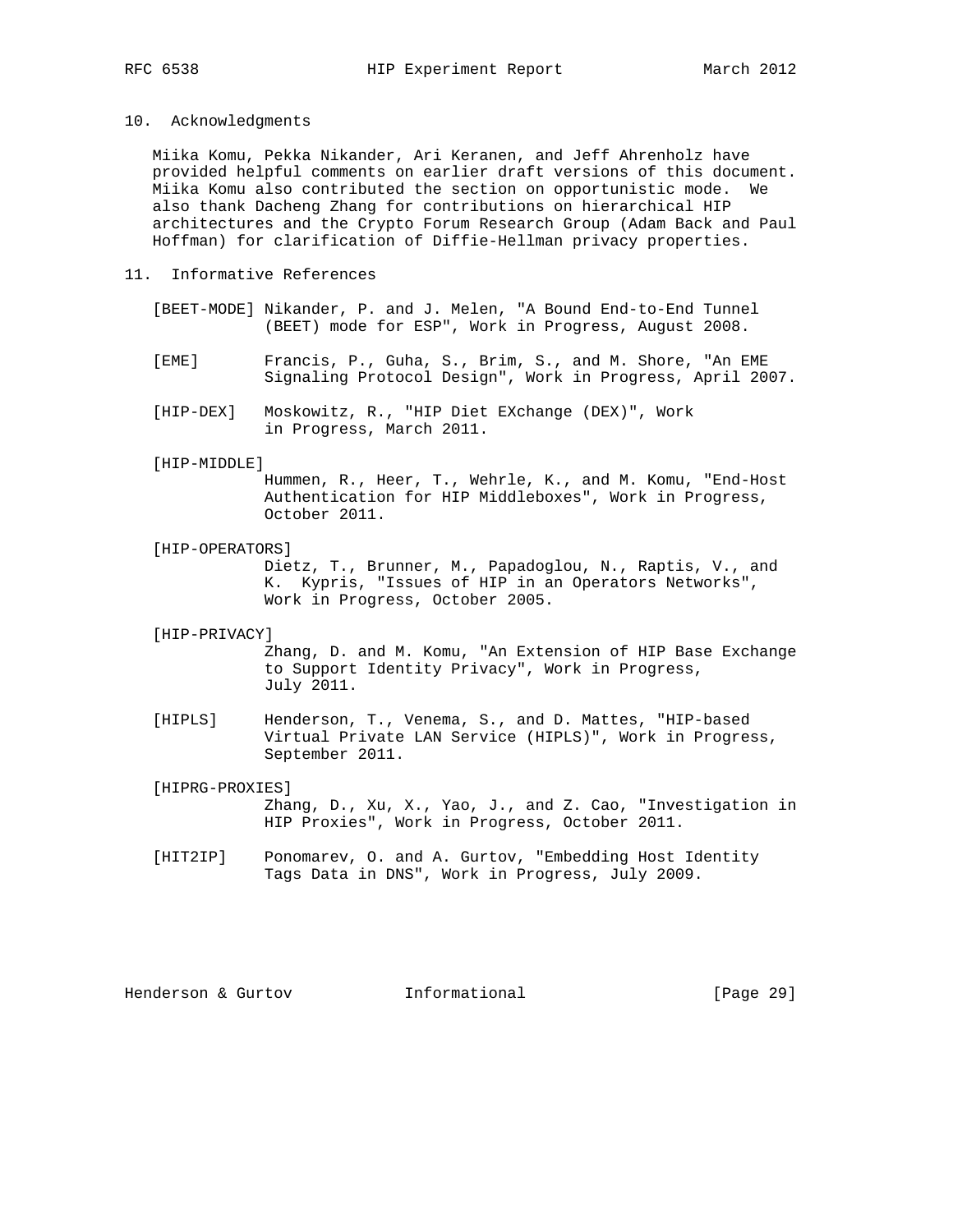## 10. Acknowledgments

Miika Komu, Pekka Nikander, Ari Keranen, and Jeff Ahrenholz have provided helpful comments on earlier draft versions of this document. Miika Komu also contributed the section on opportunistic mode. We also thank Dacheng Zhang for contributions on hierarchical HIP architectures and the Crypto Forum Research Group (Adam Back and Paul Hoffman) for clarification of Diffie-Hellman privacy properties.

## 11. Informative References

[BEET-MODE] Nikander, P. and J. Melen, "A Bound End-to-End Tunnel (BEET) mode for ESP", Work in Progress, August 2008.

[EME] Francis, P., Guha, S., Brim, S., and M. Shore, "An EME Signaling Protocol Design", Work in Progress, April 2007.

[HIP-DEX] Moskowitz, R., "HIP Diet EXchange (DEX)", Work in Progress, March 2011.

[HIP-MIDDLE] Hummen, R., Heer, T., Wehrle, K., and M. Komu, "End-Host Authentication for HIP Middleboxes", Work in Progress, October 2011.

[HIP-OPERATORS] Dietz, T., Brunner, M., Papadoglou, N., Raptis, V., and K. Kypris, "Issues of HIP in an Operators Networks", Work in Progress, October 2005.

[HIP-PRIVACY] Zhang, D. and M. Komu, "An Extension of HIP Base Exchange to Support Identity Privacy", Work in Progress, July 2011.

[HIPLS] Henderson, T., Venema, S., and D. Mattes, "HIP-based Virtual Private LAN Service (HIPLS)", Work in Progress, September 2011.

[HIPRG-PROXIES] Zhang, D., Xu, X., Yao, J., and Z. Cao, "Investigation in HIP Proxies", Work in Progress, October 2011.

[HIT2IP] Ponomarev, O. and A. Gurtov, "Embedding Host Identity Tags Data in DNS", Work in Progress, July 2009.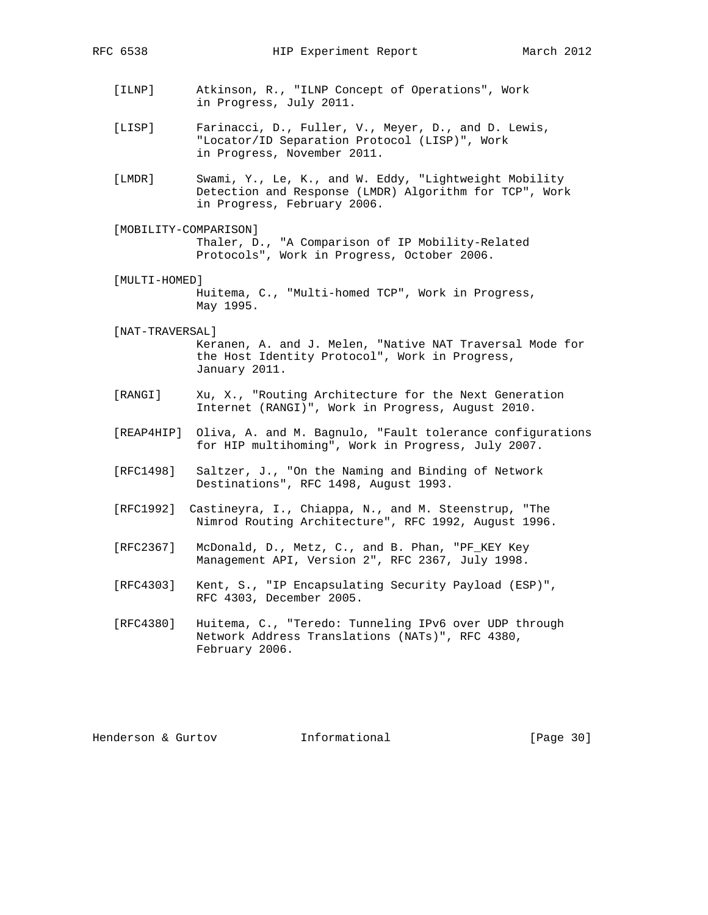[ILNP] Atkinson, R., "ILNP Concept of Operations", Work in Progress, July 2011.

[LISP] Farinacci, D., Fuller, V., Meyer, D., and D. Lewis, "Locator/ID Separation Protocol (LISP)", Work in Progress, November 2011.

[LMDR] Swami, Y., Le, K., and W. Eddy, "Lightweight Mobility Detection and Response (LMDR) Algorithm for TCP", Work in Progress, February 2006.

[MOBILITY-COMPARISON]
Thaler, D., "A Comparison of IP Mobility-Related Protocols", Work in Progress, October 2006.

[MULTI-HOMED]
Huitema, C., "Multi-homed TCP", Work in Progress, May 1995.

[NAT-TRAVERSAL]
Keranen, A. and J. Melen, "Native NAT Traversal Mode for the Host Identity Protocol", Work in Progress, January 2011.

[RANGI] Xu, X., "Routing Architecture for the Next Generation Internet (RANGI)", Work in Progress, August 2010.

[REAP4HIP] Oliva, A. and M. Bagnulo, "Fault tolerance configurations for HIP multihoming", Work in Progress, July 2007.

[RFC1498] Saltzer, J., "On the Naming and Binding of Network Destinations", RFC 1498, August 1993.

[RFC1992] Castineyra, I., Chiappa, N., and M. Steenstrup, "The Nimrod Routing Architecture", RFC 1992, August 1996.

[RFC2367] McDonald, D., Metz, C., and B. Phan, "PF_KEY Key Management API, Version 2", RFC 2367, July 1998.

[RFC4303] Kent, S., "IP Encapsulating Security Payload (ESP)", RFC 4303, December 2005.

[RFC4380] Huitema, C., "Teredo: Tunneling IPv6 over UDP through Network Address Translations (NATs)", RFC 4380, February 2006.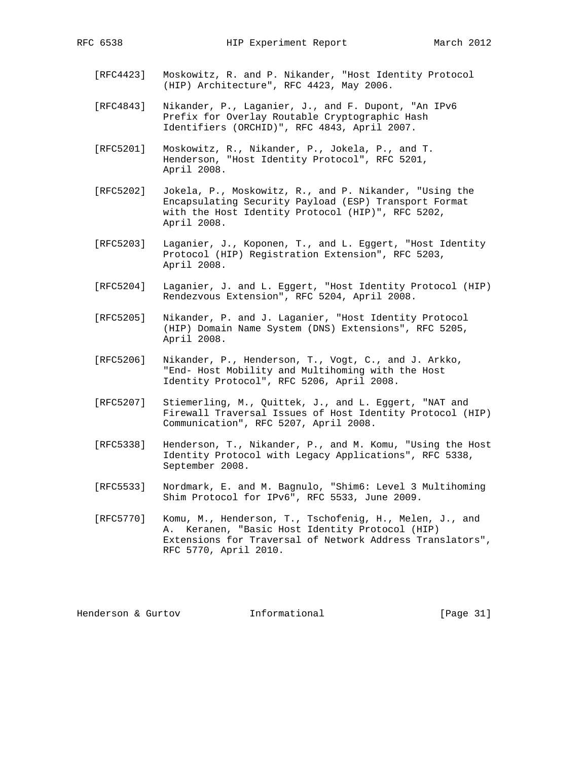[RFC4423] Moskowitz, R. and P. Nikander, "Host Identity Protocol (HIP) Architecture", RFC 4423, May 2006.

[RFC4843] Nikander, P., Laganier, J., and F. Dupont, "An IPv6 Prefix for Overlay Routable Cryptographic Hash Identifiers (ORCHID)", RFC 4843, April 2007.

[RFC5201] Moskowitz, R., Nikander, P., Jokela, P., and T. Henderson, "Host Identity Protocol", RFC 5201, April 2008.

[RFC5202] Jokela, P., Moskowitz, R., and P. Nikander, "Using the Encapsulating Security Payload (ESP) Transport Format with the Host Identity Protocol (HIP)", RFC 5202, April 2008.

[RFC5203] Laganier, J., Koponen, T., and L. Eggert, "Host Identity Protocol (HIP) Registration Extension", RFC 5203, April 2008.

[RFC5204] Laganier, J. and L. Eggert, "Host Identity Protocol (HIP) Rendezvous Extension", RFC 5204, April 2008.

[RFC5205] Nikander, P. and J. Laganier, "Host Identity Protocol (HIP) Domain Name System (DNS) Extensions", RFC 5205, April 2008.

[RFC5206] Nikander, P., Henderson, T., Vogt, C., and J. Arkko, "End- Host Mobility and Multihoming with the Host Identity Protocol", RFC 5206, April 2008.

[RFC5207] Stiemerling, M., Quittek, J., and L. Eggert, "NAT and Firewall Traversal Issues of Host Identity Protocol (HIP) Communication", RFC 5207, April 2008.

[RFC5338] Henderson, T., Nikander, P., and M. Komu, "Using the Host Identity Protocol with Legacy Applications", RFC 5338, September 2008.

[RFC5533] Nordmark, E. and M. Bagnulo, "Shim6: Level 3 Multihoming Shim Protocol for IPv6", RFC 5533, June 2009.

[RFC5770] Komu, M., Henderson, T., Tschofenig, H., Melen, J., and A. Keranen, "Basic Host Identity Protocol (HIP) Extensions for Traversal of Network Address Translators", RFC 5770, April 2010.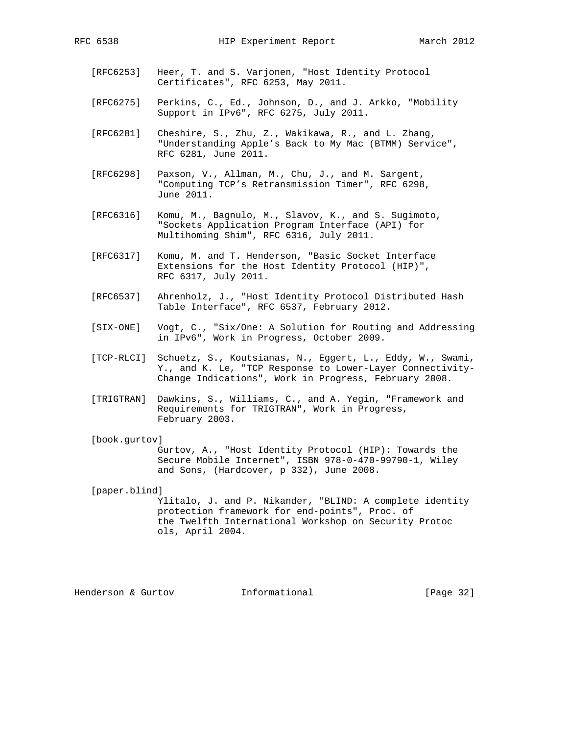[RFC6253] Heer, T. and S. Varjonen, "Host Identity Protocol Certificates", RFC 6253, May 2011.

[RFC6275] Perkins, C., Ed., Johnson, D., and J. Arkko, "Mobility Support in IPv6", RFC 6275, July 2011.

[RFC6281] Cheshire, S., Zhu, Z., Wakikawa, R., and L. Zhang, "Understanding Apple's Back to My Mac (BTMM) Service", RFC 6281, June 2011.

[RFC6298] Paxson, V., Allman, M., Chu, J., and M. Sargent, "Computing TCP's Retransmission Timer", RFC 6298, June 2011.

[RFC6316] Komu, M., Bagnulo, M., Slavov, K., and S. Sugimoto, "Sockets Application Program Interface (API) for Multihoming Shim", RFC 6316, July 2011.

[RFC6317] Komu, M. and T. Henderson, "Basic Socket Interface Extensions for the Host Identity Protocol (HIP)", RFC 6317, July 2011.

[RFC6537] Ahrenholz, J., "Host Identity Protocol Distributed Hash Table Interface", RFC 6537, February 2012.

[SIX-ONE] Vogt, C., "Six/One: A Solution for Routing and Addressing in IPv6", Work in Progress, October 2009.

[TCP-RLCI] Schuetz, S., Koutsianas, N., Eggert, L., Eddy, W., Swami, Y., and K. Le, "TCP Response to Lower-Layer Connectivity-Change Indications", Work in Progress, February 2008.

[TRIGTRAN] Dawkins, S., Williams, C., and A. Yegin, "Framework and Requirements for TRIGTRAN", Work in Progress, February 2003.

[book.gurtov] Gurtov, A., "Host Identity Protocol (HIP): Towards the Secure Mobile Internet", ISBN 978-0-470-99790-1, Wiley and Sons, (Hardcover, p 332), June 2008.

[paper.blind] Ylitalo, J. and P. Nikander, "BLIND: A complete identity protection framework for end-points", Proc. of the Twelfth International Workshop on Security Protoc ols, April 2004.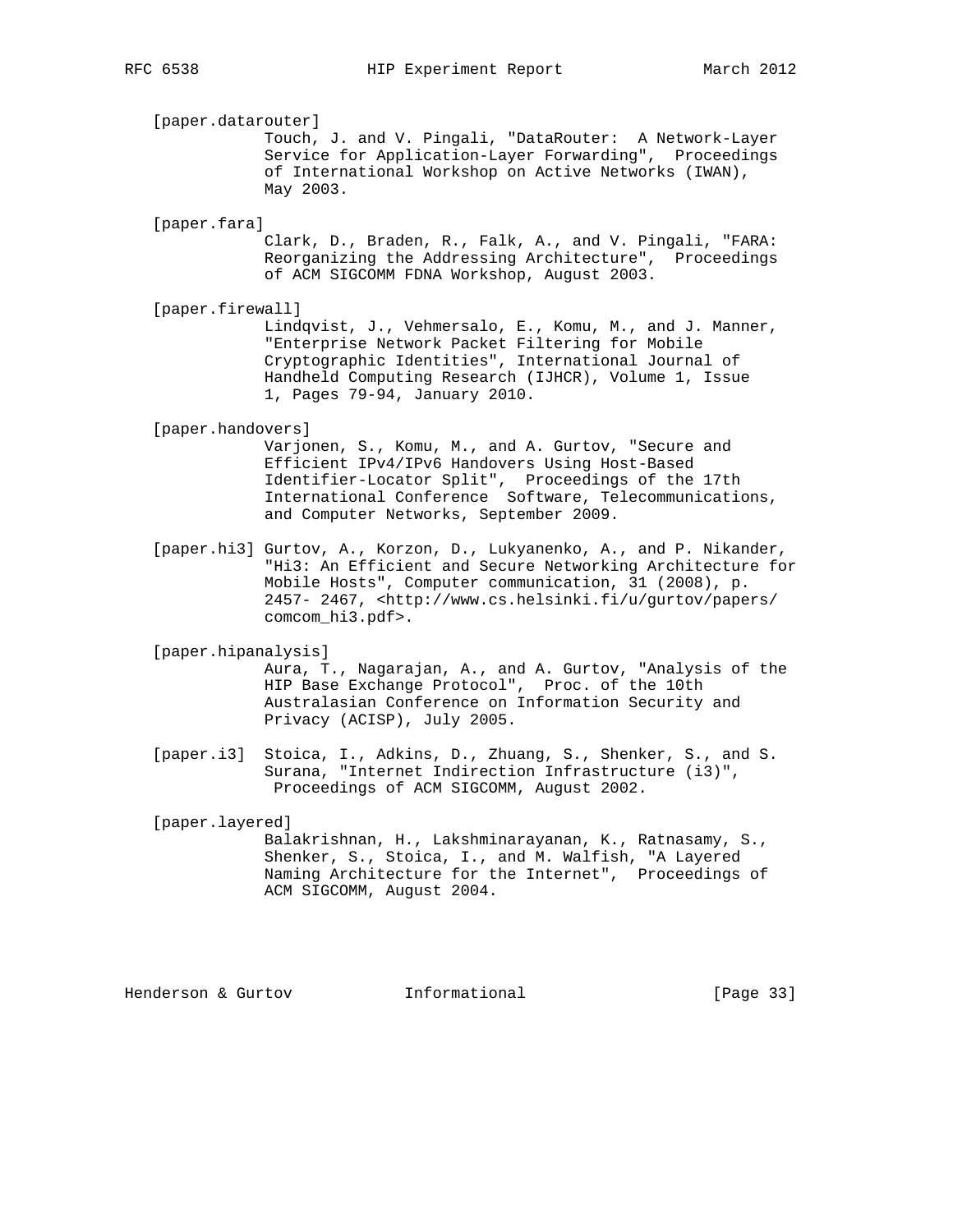[paper.datarouter]
Touch, J. and V. Pingali, "DataRouter: A Network-Layer Service for Application-Layer Forwarding", Proceedings of International Workshop on Active Networks (IWAN), May 2003.

[paper.fara]
Clark, D., Braden, R., Falk, A., and V. Pingali, "FARA: Reorganizing the Addressing Architecture", Proceedings of ACM SIGCOMM FDNA Workshop, August 2003.

[paper.firewall]
Lindqvist, J., Vehmersalo, E., Komu, M., and J. Manner, "Enterprise Network Packet Filtering for Mobile Cryptographic Identities", International Journal of Handheld Computing Research (IJHCR), Volume 1, Issue 1, Pages 79-94, January 2010.

[paper.handovers]
Varjonen, S., Komu, M., and A. Gurtov, "Secure and Efficient IPv4/IPv6 Handovers Using Host-Based Identifier-Locator Split", Proceedings of the 17th International Conference Software, Telecommunications, and Computer Networks, September 2009.

[paper.hi3] Gurtov, A., Korzon, D., Lukyanenko, A., and P. Nikander, "Hi3: An Efficient and Secure Networking Architecture for Mobile Hosts", Computer communication, 31 (2008), p. 2457- 2467, <http://www.cs.helsinki.fi/u/gurtov/papers/comcom_hi3.pdf>.

[paper.hipanalysis]
Aura, T., Nagarajan, A., and A. Gurtov, "Analysis of the HIP Base Exchange Protocol", Proc. of the 10th Australasian Conference on Information Security and Privacy (ACISP), July 2005.

[paper.i3] Stoica, I., Adkins, D., Zhuang, S., Shenker, S., and S. Surana, "Internet Indirection Infrastructure (i3)", Proceedings of ACM SIGCOMM, August 2002.

[paper.layered]
Balakrishnan, H., Lakshminarayanan, K., Ratnasamy, S., Shenker, S., Stoica, I., and M. Walfish, "A Layered Naming Architecture for the Internet", Proceedings of ACM SIGCOMM, August 2004.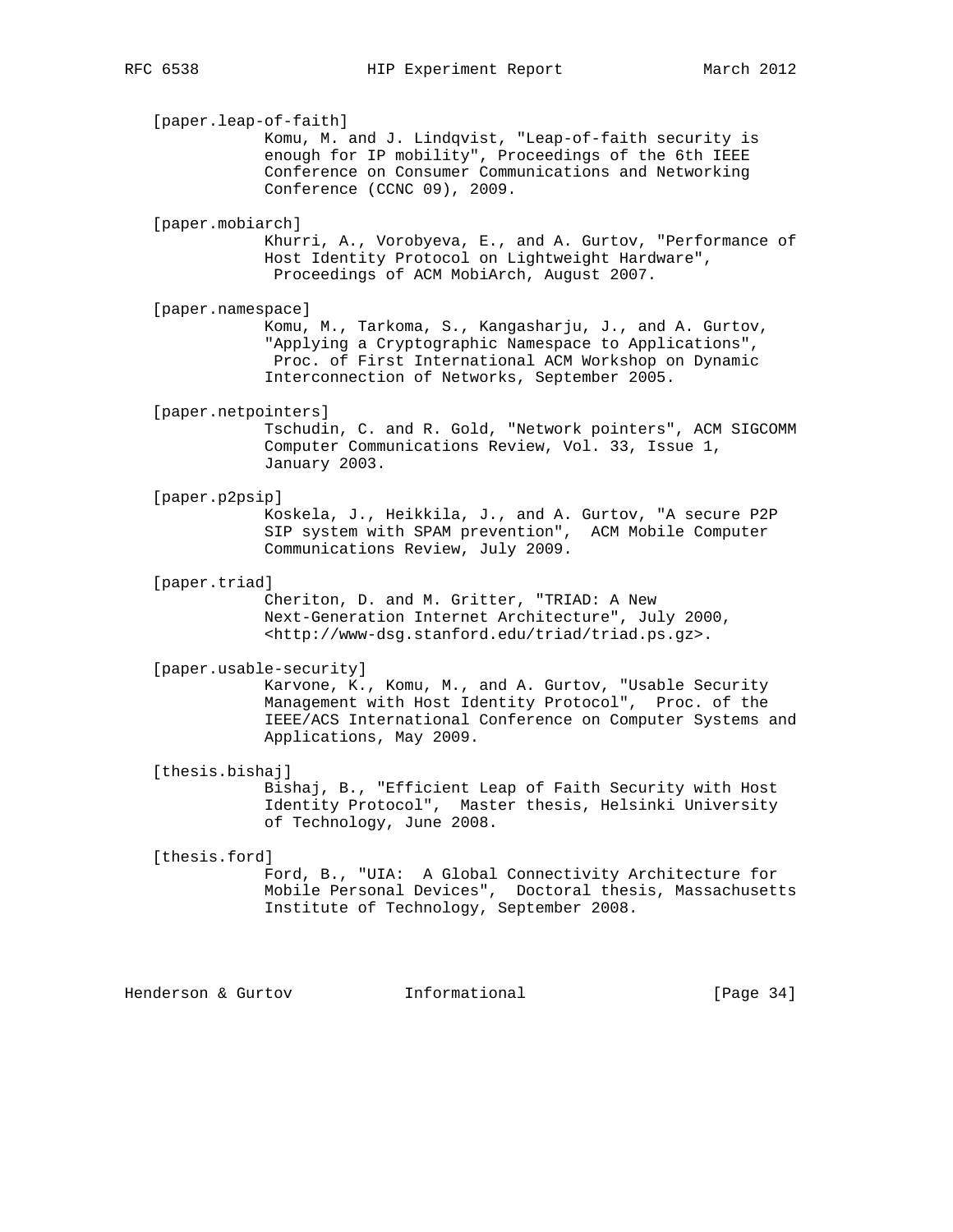[paper.leap-of-faith]
Komu, M. and J. Lindqvist, "Leap-of-faith security is enough for IP mobility", Proceedings of the 6th IEEE Conference on Consumer Communications and Networking Conference (CCNC 09), 2009.

[paper.mobiarch]
Khurri, A., Vorobyeva, E., and A. Gurtov, "Performance of Host Identity Protocol on Lightweight Hardware", Proceedings of ACM MobiArch, August 2007.

[paper.namespace]
Komu, M., Tarkoma, S., Kangasharju, J., and A. Gurtov, "Applying a Cryptographic Namespace to Applications", Proc. of First International ACM Workshop on Dynamic Interconnection of Networks, September 2005.

[paper.netpointers]
Tschudin, C. and R. Gold, "Network pointers", ACM SIGCOMM Computer Communications Review, Vol. 33, Issue 1, January 2003.

[paper.p2psip]
Koskela, J., Heikkila, J., and A. Gurtov, "A secure P2P SIP system with SPAM prevention", ACM Mobile Computer Communications Review, July 2009.

[paper.triad]
Cheriton, D. and M. Gritter, "TRIAD: A New Next-Generation Internet Architecture", July 2000, <http://www-dsg.stanford.edu/triad/triad.ps.gz>.

[paper.usable-security]
Karvone, K., Komu, M., and A. Gurtov, "Usable Security Management with Host Identity Protocol", Proc. of the IEEE/ACS International Conference on Computer Systems and Applications, May 2009.

[thesis.bishaj]
Bishaj, B., "Efficient Leap of Faith Security with Host Identity Protocol", Master thesis, Helsinki University of Technology, June 2008.

[thesis.ford]
Ford, B., "UIA: A Global Connectivity Architecture for Mobile Personal Devices", Doctoral thesis, Massachusetts Institute of Technology, September 2008.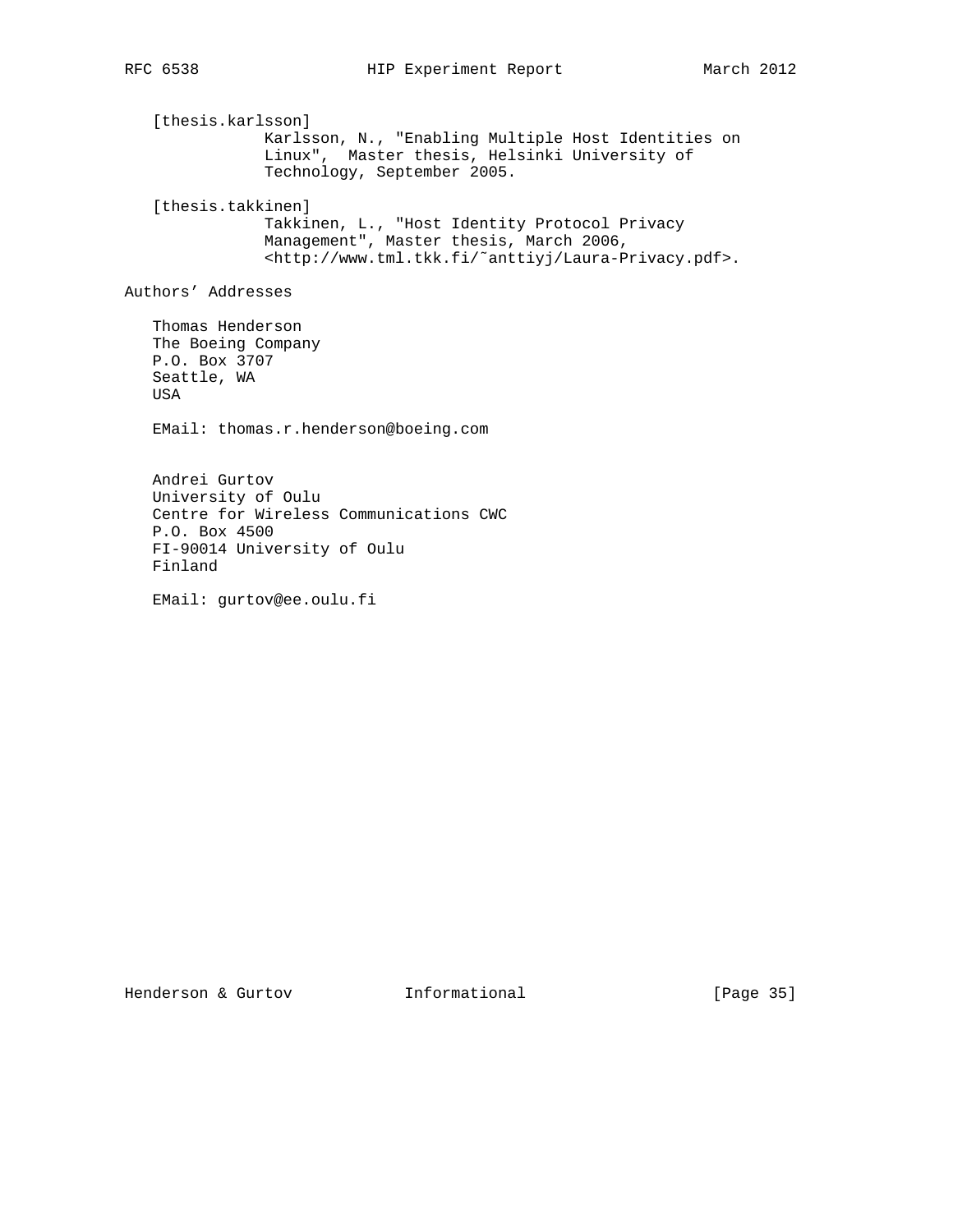[thesis.karlsson]
Karlsson, N., "Enabling Multiple Host Identities on Linux", Master thesis, Helsinki University of Technology, September 2005.

[thesis.takkinen]
Takkinen, L., "Host Identity Protocol Privacy Management", Master thesis, March 2006, <http://www.tml.tkk.fi/~anttiyj/Laura-Privacy.pdf>.

## Authors' Addresses

Thomas Henderson
The Boeing Company
P.O. Box 3707
Seattle, WA
USA

EMail: thomas.r.henderson@boeing.com

Andrei Gurtov
University of Oulu
Centre for Wireless Communications CWC
P.O. Box 4500
FI-90014 University of Oulu
Finland

EMail: gurtov@ee.oulu.fi